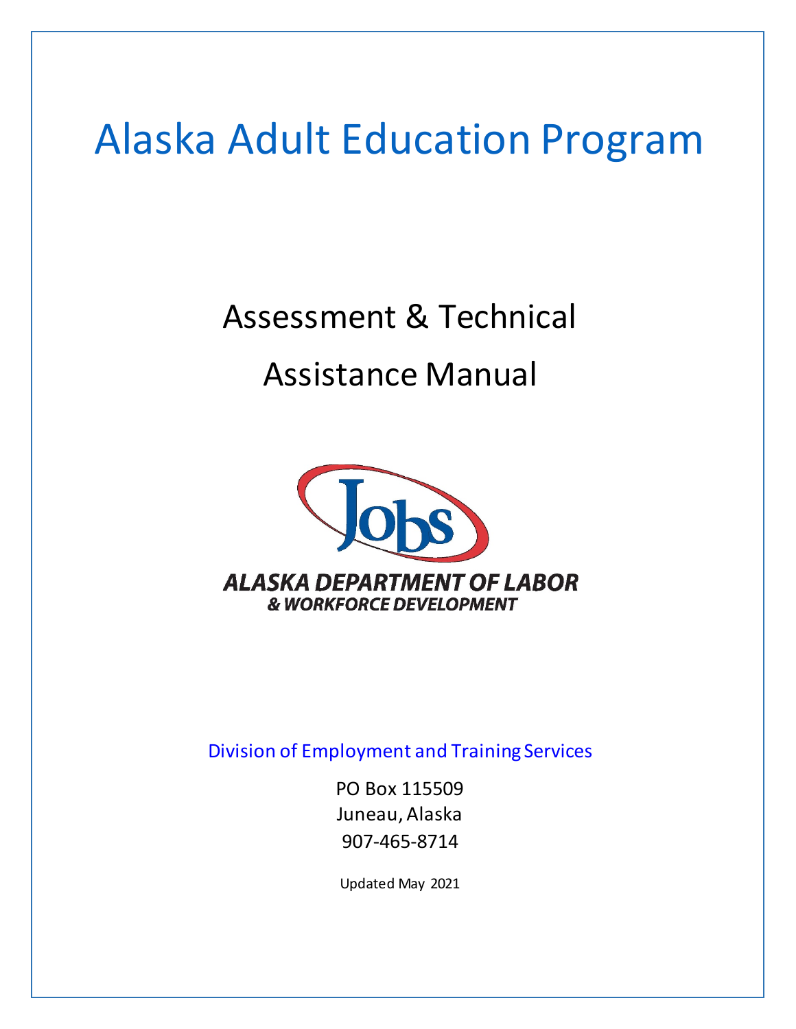# Alaska Adult Education Program

## Assessment & Technical Assistance Manual

ALASKA DEPARTMENT OF LABOR
& WORKFORCE DEVELOPMENT

Division of Employment and Training Services

PO Box 115509
Juneau, Alaska
907-465-8714

Updated May 2021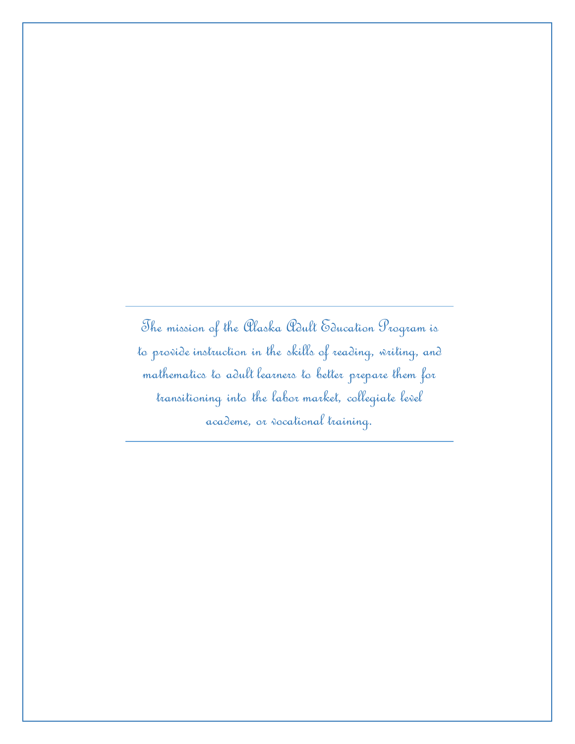*The mission of the Alaska Adult Education Program is to provide instruction in the skills of reading, writing, and mathematics to adult learners to better prepare them for transitioning into the labor market, collegiate level academe, or vocational training.*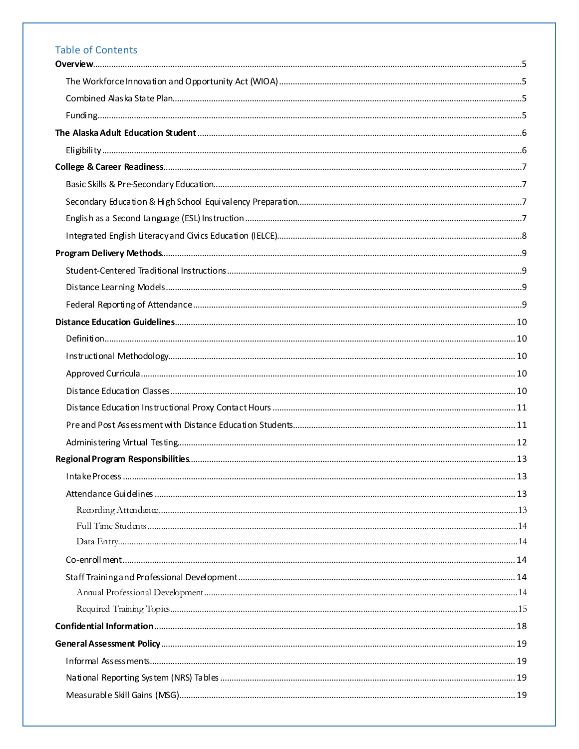## Table of Contents

**Overview** ..... 5

- The Workforce Innovation and Opportunity Act (WIOA) ..... 5
- Combined Alaska State Plan ..... 5
- Funding ..... 5

**The Alaska Adult Education Student** ..... 6

- Eligibility ..... 6

**College & Career Readiness** ..... 7

- Basic Skills & Pre-Secondary Education ..... 7
- Secondary Education & High School Equivalency Preparation ..... 7
- English as a Second Language (ESL) Instruction ..... 7
- Integrated English Literacy and Civics Education (IELCE) ..... 8

**Program Delivery Methods** ..... 9

- Student-Centered Traditional Instructions ..... 9
- Distance Learning Models ..... 9
- Federal Reporting of Attendance ..... 9

**Distance Education Guidelines** ..... 10

- Definition ..... 10
- Instructional Methodology ..... 10
- Approved Curricula ..... 10
- Distance Education Classes ..... 10
- Distance Education Instructional Proxy Contact Hours ..... 11
- Pre and Post Assessment with Distance Education Students ..... 11
- Administering Virtual Testing ..... 12

**Regional Program Responsibilities** ..... 13

- Intake Process ..... 13
- Attendance Guidelines ..... 13
  - Recording Attendance ..... 13
  - Full Time Students ..... 14
  - Data Entry ..... 14
- Co-enrollment ..... 14
- Staff Training and Professional Development ..... 14
  - Annual Professional Development ..... 14
  - Required Training Topics ..... 15

**Confidential Information** ..... 18

**General Assessment Policy** ..... 19

- Informal Assessments ..... 19
- National Reporting System (NRS) Tables ..... 19
- Measurable Skill Gains (MSG) ..... 19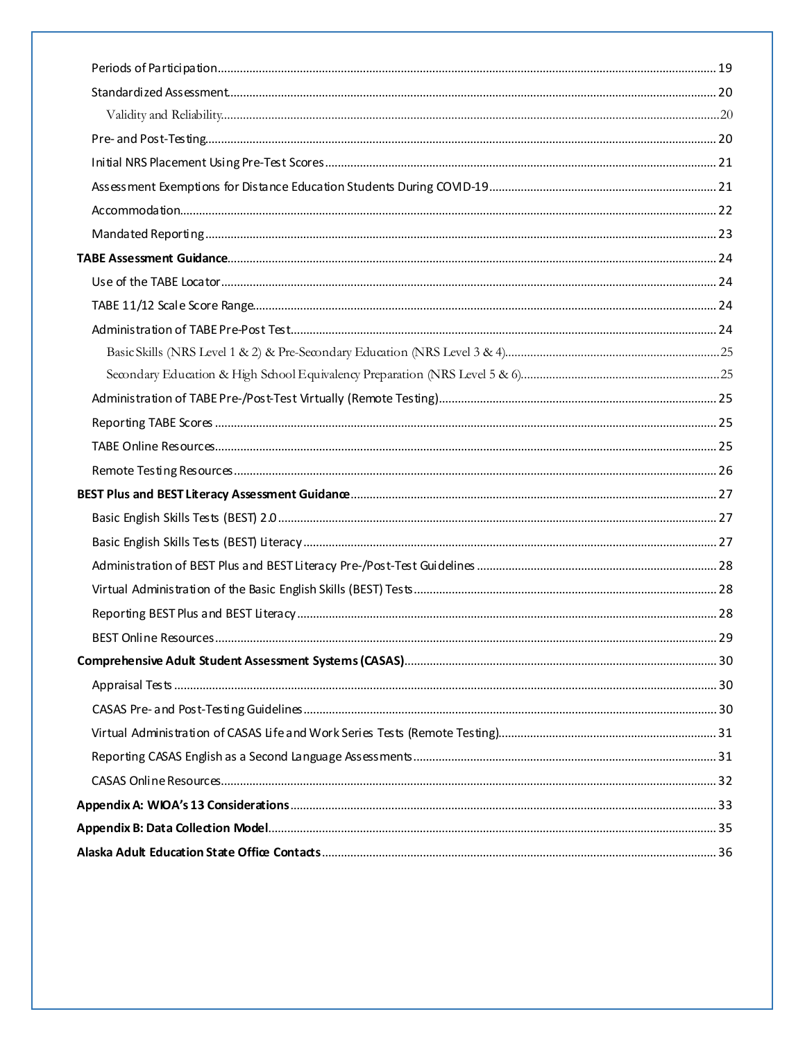Periods of Participation ... 19

Standardized Assessment ... 20

*Validity and Reliability* ... 20

Pre- and Post-Testing ... 20

Initial NRS Placement Using Pre-Test Scores ... 21

Assessment Exemptions for Distance Education Students During COVID-19 ... 21

Accommodation ... 22

Mandated Reporting ... 23

**TABE Assessment Guidance** ... 24

Use of the TABE Locator ... 24

TABE 11/12 Scale Score Range ... 24

Administration of TABE Pre-Post Test ... 24

Basic Skills (NRS Level 1 & 2) & Pre-Secondary Education (NRS Level 3 & 4) ... 25

Secondary Education & High School Equivalency Preparation (NRS Level 5 & 6) ... 25

Administration of TABE Pre-/Post-Test Virtually (Remote Testing) ... 25

Reporting TABE Scores ... 25

TABE Online Resources ... 25

Remote Testing Resources ... 26

**BEST Plus and BEST Literacy Assessment Guidance** ... 27

Basic English Skills Tests (BEST) 2.0 ... 27

Basic English Skills Tests (BEST) Literacy ... 27

Administration of BEST Plus and BEST Literacy Pre-/Post-Test Guidelines ... 28

Virtual Administration of the Basic English Skills (BEST) Tests ... 28

Reporting BEST Plus and BEST Literacy ... 28

BEST Online Resources ... 29

**Comprehensive Adult Student Assessment Systems (CASAS)** ... 30

Appraisal Tests ... 30

CASAS Pre- and Post-Testing Guidelines ... 30

Virtual Administration of CASAS Life and Work Series Tests (Remote Testing) ... 31

Reporting CASAS English as a Second Language Assessments ... 31

CASAS Online Resources ... 32

**Appendix A: WIOA's 13 Considerations** ... 33

**Appendix B: Data Collection Model** ... 35

**Alaska Adult Education State Office Contacts** ... 36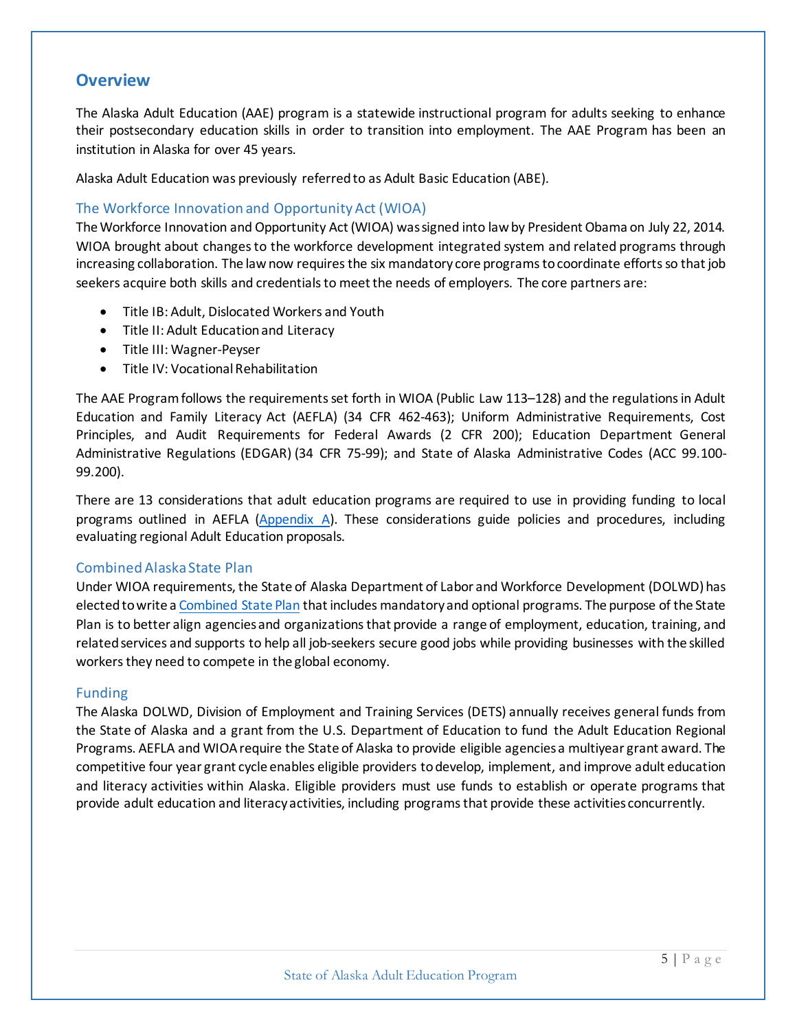## Overview

The Alaska Adult Education (AAE) program is a statewide instructional program for adults seeking to enhance their postsecondary education skills in order to transition into employment. The AAE Program has been an institution in Alaska for over 45 years.

Alaska Adult Education was previously referred to as Adult Basic Education (ABE).

### The Workforce Innovation and Opportunity Act (WIOA)

The Workforce Innovation and Opportunity Act (WIOA) was signed into law by President Obama on July 22, 2014. WIOA brought about changes to the workforce development integrated system and related programs through increasing collaboration. The law now requires the six mandatory core programs to coordinate efforts so that job seekers acquire both skills and credentials to meet the needs of employers. The core partners are:

- Title IB: Adult, Dislocated Workers and Youth
- Title II: Adult Education and Literacy
- Title III: Wagner-Peyser
- Title IV: Vocational Rehabilitation

The AAE Program follows the requirements set forth in WIOA (Public Law 113–128) and the regulations in Adult Education and Family Literacy Act (AEFLA) (34 CFR 462-463); Uniform Administrative Requirements, Cost Principles, and Audit Requirements for Federal Awards (2 CFR 200); Education Department General Administrative Regulations (EDGAR) (34 CFR 75-99); and State of Alaska Administrative Codes (ACC 99.100-99.200).

There are 13 considerations that adult education programs are required to use in providing funding to local programs outlined in AEFLA (Appendix A). These considerations guide policies and procedures, including evaluating regional Adult Education proposals.

### Combined Alaska State Plan

Under WIOA requirements, the State of Alaska Department of Labor and Workforce Development (DOLWD) has elected to write a Combined State Plan that includes mandatory and optional programs. The purpose of the State Plan is to better align agencies and organizations that provide a range of employment, education, training, and related services and supports to help all job-seekers secure good jobs while providing businesses with the skilled workers they need to compete in the global economy.

### Funding

The Alaska DOLWD, Division of Employment and Training Services (DETS) annually receives general funds from the State of Alaska and a grant from the U.S. Department of Education to fund the Adult Education Regional Programs. AEFLA and WIOA require the State of Alaska to provide eligible agencies a multiyear grant award. The competitive four year grant cycle enables eligible providers to develop, implement, and improve adult education and literacy activities within Alaska. Eligible providers must use funds to establish or operate programs that provide adult education and literacy activities, including programs that provide these activities concurrently.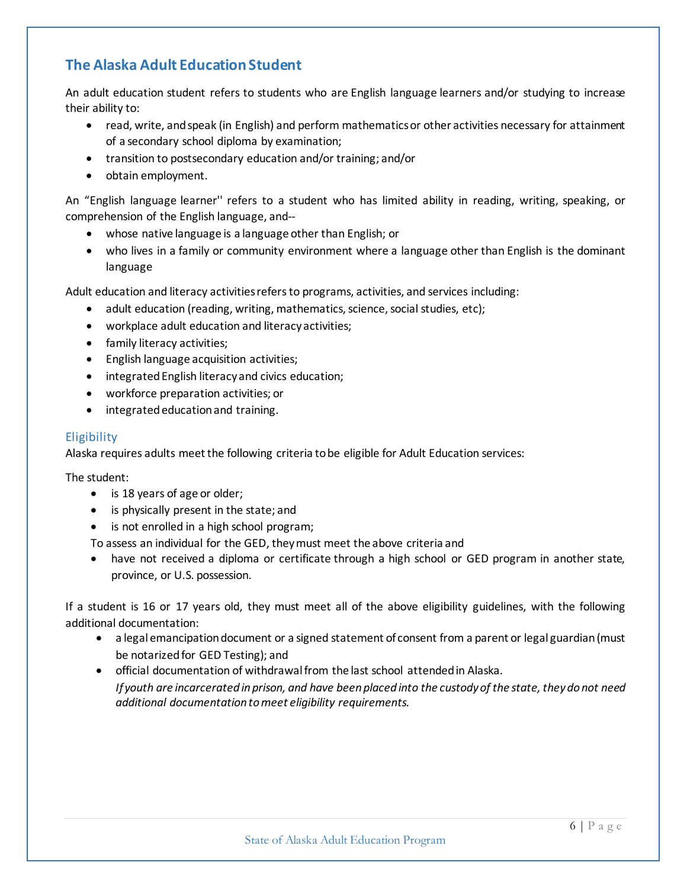## The Alaska Adult Education Student

An adult education student refers to students who are English language learners and/or studying to increase their ability to:

- read, write, and speak (in English) and perform mathematics or other activities necessary for attainment of a secondary school diploma by examination;
- transition to postsecondary education and/or training; and/or
- obtain employment.

An "English language learner'' refers to a student who has limited ability in reading, writing, speaking, or comprehension of the English language, and--

- whose native language is a language other than English; or
- who lives in a family or community environment where a language other than English is the dominant language

Adult education and literacy activities refers to programs, activities, and services including:

- adult education (reading, writing, mathematics, science, social studies, etc);
- workplace adult education and literacy activities;
- family literacy activities;
- English language acquisition activities;
- integrated English literacy and civics education;
- workforce preparation activities; or
- integrated education and training.

### Eligibility

Alaska requires adults meet the following criteria to be eligible for Adult Education services:

The student:

- is 18 years of age or older;
- is physically present in the state; and
- is not enrolled in a high school program;

To assess an individual for the GED, they must meet the above criteria and

- have not received a diploma or certificate through a high school or GED program in another state, province, or U.S. possession.

If a student is 16 or 17 years old, they must meet all of the above eligibility guidelines, with the following additional documentation:

- a legal emancipation document or a signed statement of consent from a parent or legal guardian (must be notarized for GED Testing); and
- official documentation of withdrawal from the last school attended in Alaska.
  *If youth are incarcerated in prison, and have been placed into the custody of the state, they do not need additional documentation to meet eligibility requirements.*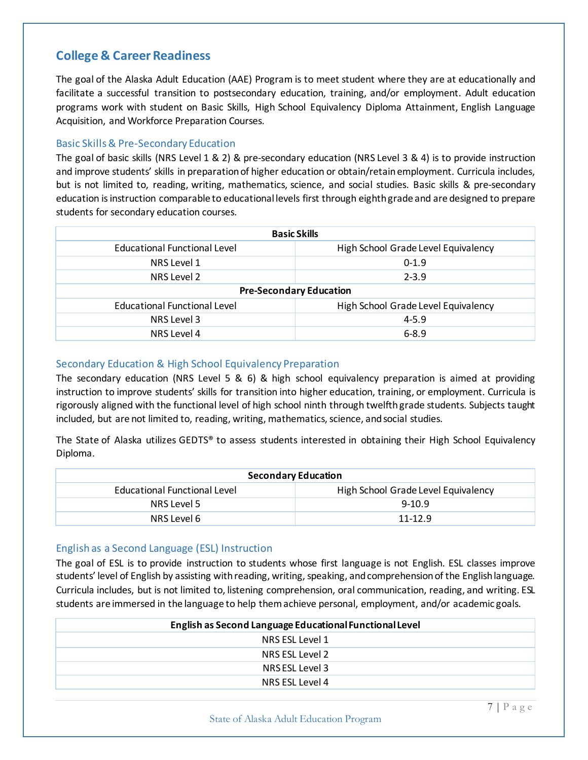## College & Career Readiness

The goal of the Alaska Adult Education (AAE) Program is to meet student where they are at educationally and facilitate a successful transition to postsecondary education, training, and/or employment. Adult education programs work with student on Basic Skills, High School Equivalency Diploma Attainment, English Language Acquisition, and Workforce Preparation Courses.

### Basic Skills & Pre-Secondary Education

The goal of basic skills (NRS Level 1 & 2) & pre-secondary education (NRS Level 3 & 4) is to provide instruction and improve students' skills in preparation of higher education or obtain/retain employment. Curricula includes, but is not limited to, reading, writing, mathematics, science, and social studies. Basic skills & pre-secondary education is instruction comparable to educational levels first through eighth grade and are designed to prepare students for secondary education courses.

| **Basic Skills** | |
|---|---|
| Educational Functional Level | High School Grade Level Equivalency |
| NRS Level 1 | 0-1.9 |
| NRS Level 2 | 2-3.9 |
| **Pre-Secondary Education** | |
| Educational Functional Level | High School Grade Level Equivalency |
| NRS Level 3 | 4-5.9 |
| NRS Level 4 | 6-8.9 |

### Secondary Education & High School Equivalency Preparation

The secondary education (NRS Level 5 & 6) & high school equivalency preparation is aimed at providing instruction to improve students' skills for transition into higher education, training, or employment. Curricula is rigorously aligned with the functional level of high school ninth through twelfth grade students. Subjects taught included, but are not limited to, reading, writing, mathematics, science, and social studies.

The State of Alaska utilizes GEDTS® to assess students interested in obtaining their High School Equivalency Diploma.

| **Secondary Education** | |
|---|---|
| Educational Functional Level | High School Grade Level Equivalency |
| NRS Level 5 | 9-10.9 |
| NRS Level 6 | 11-12.9 |

### English as a Second Language (ESL) Instruction

The goal of ESL is to provide instruction to students whose first language is not English. ESL classes improve students' level of English by assisting with reading, writing, speaking, and comprehension of the English language. Curricula includes, but is not limited to, listening comprehension, oral communication, reading, and writing. ESL students are immersed in the language to help them achieve personal, employment, and/or academic goals.

| **English as Second Language Educational Functional Level** |
|---|
| NRS ESL Level 1 |
| NRS ESL Level 2 |
| NRS ESL Level 3 |
| NRS ESL Level 4 |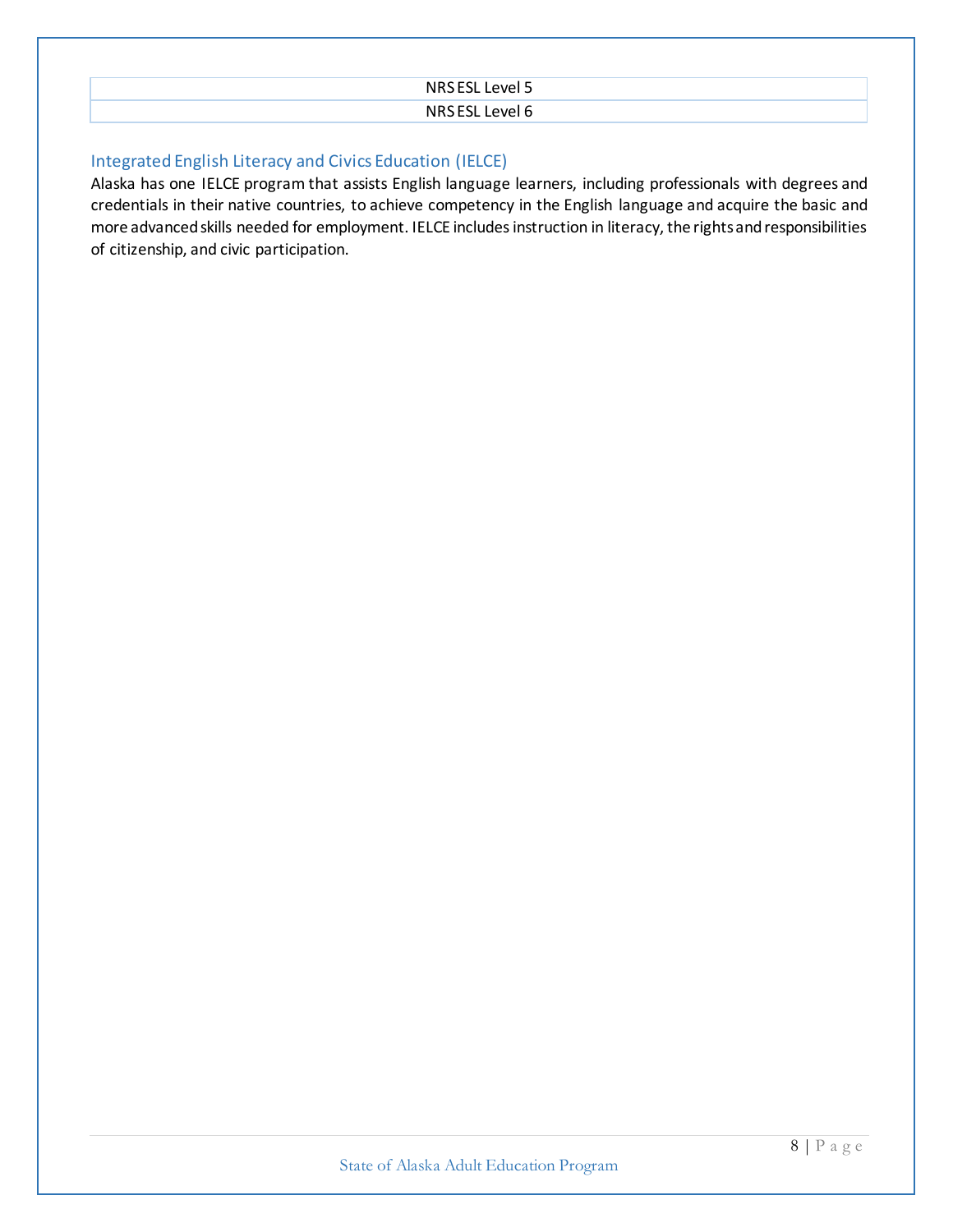| NRS ESL Level 5 |
| --- |
| NRS ESL Level 6 |

## Integrated English Literacy and Civics Education (IELCE)

Alaska has one IELCE program that assists English language learners, including professionals with degrees and credentials in their native countries, to achieve competency in the English language and acquire the basic and more advanced skills needed for employment. IELCE includes instruction in literacy, the rights and responsibilities of citizenship, and civic participation.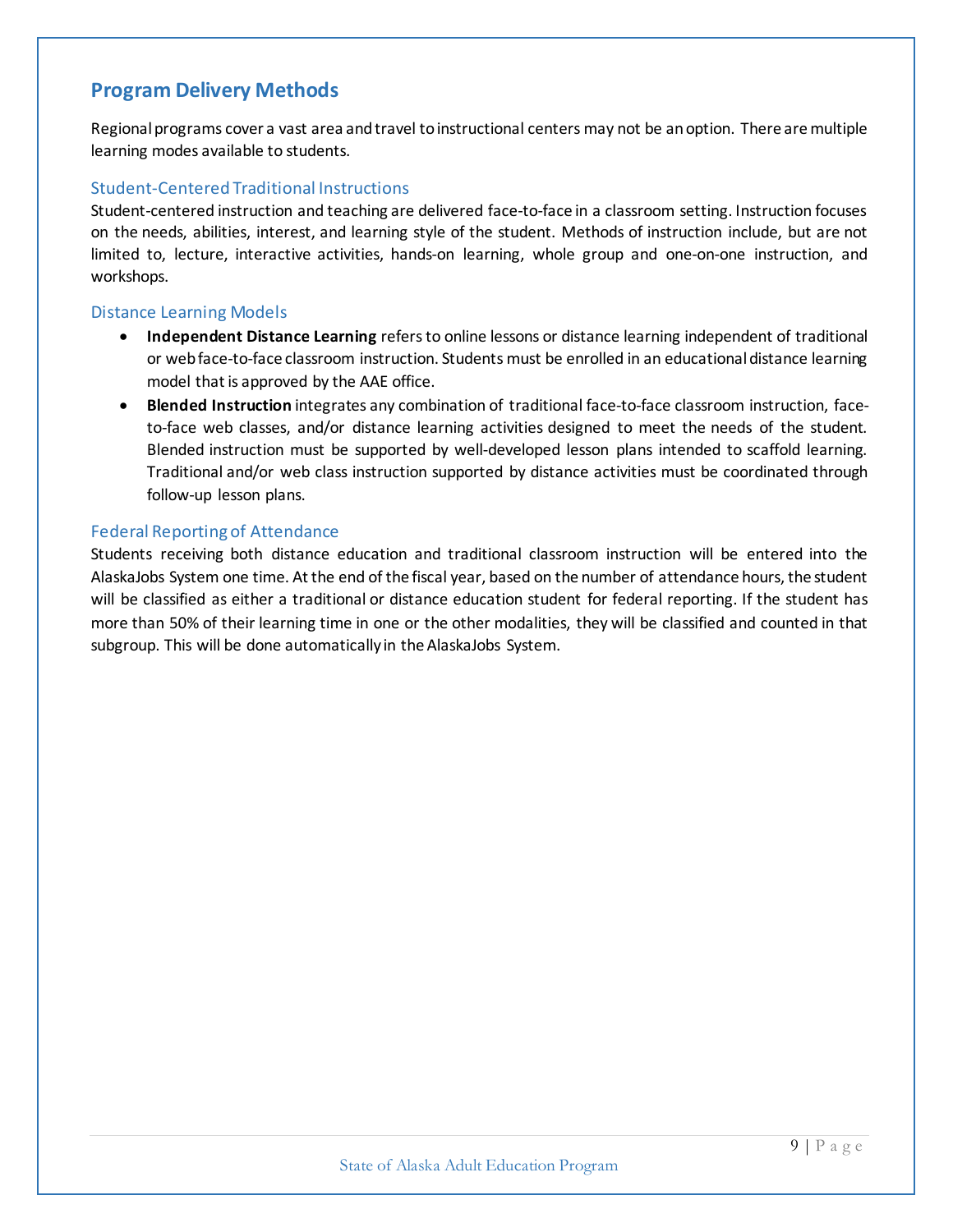## Program Delivery Methods

Regional programs cover a vast area and travel to instructional centers may not be an option. There are multiple learning modes available to students.

### Student-Centered Traditional Instructions

Student-centered instruction and teaching are delivered face-to-face in a classroom setting. Instruction focuses on the needs, abilities, interest, and learning style of the student. Methods of instruction include, but are not limited to, lecture, interactive activities, hands-on learning, whole group and one-on-one instruction, and workshops.

### Distance Learning Models

- **Independent Distance Learning** refers to online lessons or distance learning independent of traditional or web face-to-face classroom instruction. Students must be enrolled in an educational distance learning model that is approved by the AAE office.
- **Blended Instruction** integrates any combination of traditional face-to-face classroom instruction, face-to-face web classes, and/or distance learning activities designed to meet the needs of the student. Blended instruction must be supported by well-developed lesson plans intended to scaffold learning. Traditional and/or web class instruction supported by distance activities must be coordinated through follow-up lesson plans.

### Federal Reporting of Attendance

Students receiving both distance education and traditional classroom instruction will be entered into the AlaskaJobs System one time. At the end of the fiscal year, based on the number of attendance hours, the student will be classified as either a traditional or distance education student for federal reporting. If the student has more than 50% of their learning time in one or the other modalities, they will be classified and counted in that subgroup. This will be done automatically in the AlaskaJobs System.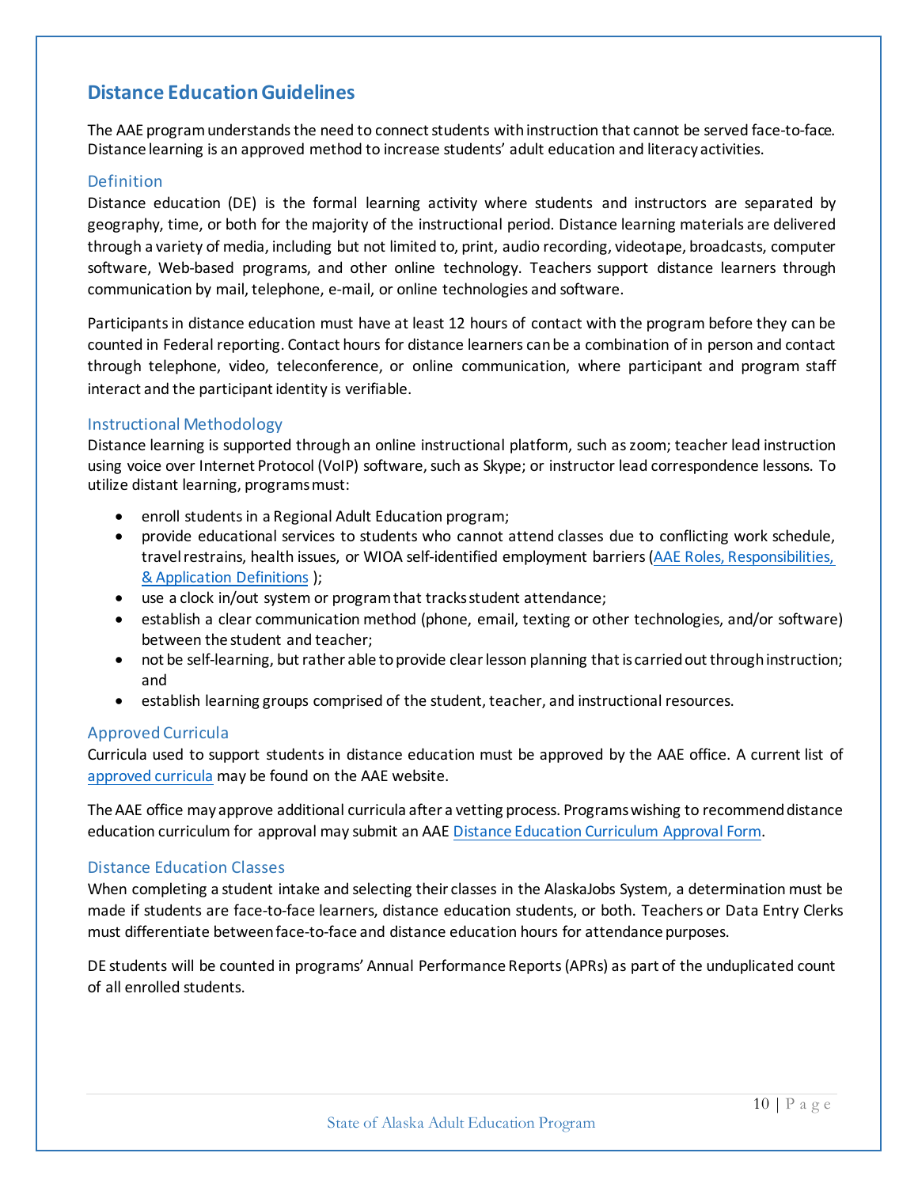## Distance Education Guidelines

The AAE program understands the need to connect students with instruction that cannot be served face-to-face. Distance learning is an approved method to increase students' adult education and literacy activities.

### Definition

Distance education (DE) is the formal learning activity where students and instructors are separated by geography, time, or both for the majority of the instructional period. Distance learning materials are delivered through a variety of media, including but not limited to, print, audio recording, videotape, broadcasts, computer software, Web-based programs, and other online technology. Teachers support distance learners through communication by mail, telephone, e-mail, or online technologies and software.

Participants in distance education must have at least 12 hours of contact with the program before they can be counted in Federal reporting. Contact hours for distance learners can be a combination of in person and contact through telephone, video, teleconference, or online communication, where participant and program staff interact and the participant identity is verifiable.

### Instructional Methodology

Distance learning is supported through an online instructional platform, such as zoom; teacher lead instruction using voice over Internet Protocol (VoIP) software, such as Skype; or instructor lead correspondence lessons. To utilize distant learning, programs must:

- enroll students in a Regional Adult Education program;
- provide educational services to students who cannot attend classes due to conflicting work schedule, travel restrains, health issues, or WIOA self-identified employment barriers (AAE Roles, Responsibilities, & Application Definitions );
- use a clock in/out system or program that tracks student attendance;
- establish a clear communication method (phone, email, texting or other technologies, and/or software) between the student and teacher;
- not be self-learning, but rather able to provide clear lesson planning that is carried out through instruction; and
- establish learning groups comprised of the student, teacher, and instructional resources.

### Approved Curricula

Curricula used to support students in distance education must be approved by the AAE office. A current list of approved curricula may be found on the AAE website.

The AAE office may approve additional curricula after a vetting process. Programs wishing to recommend distance education curriculum for approval may submit an AAE Distance Education Curriculum Approval Form.

### Distance Education Classes

When completing a student intake and selecting their classes in the AlaskaJobs System, a determination must be made if students are face-to-face learners, distance education students, or both. Teachers or Data Entry Clerks must differentiate between face-to-face and distance education hours for attendance purposes.

DE students will be counted in programs' Annual Performance Reports (APRs) as part of the unduplicated count of all enrolled students.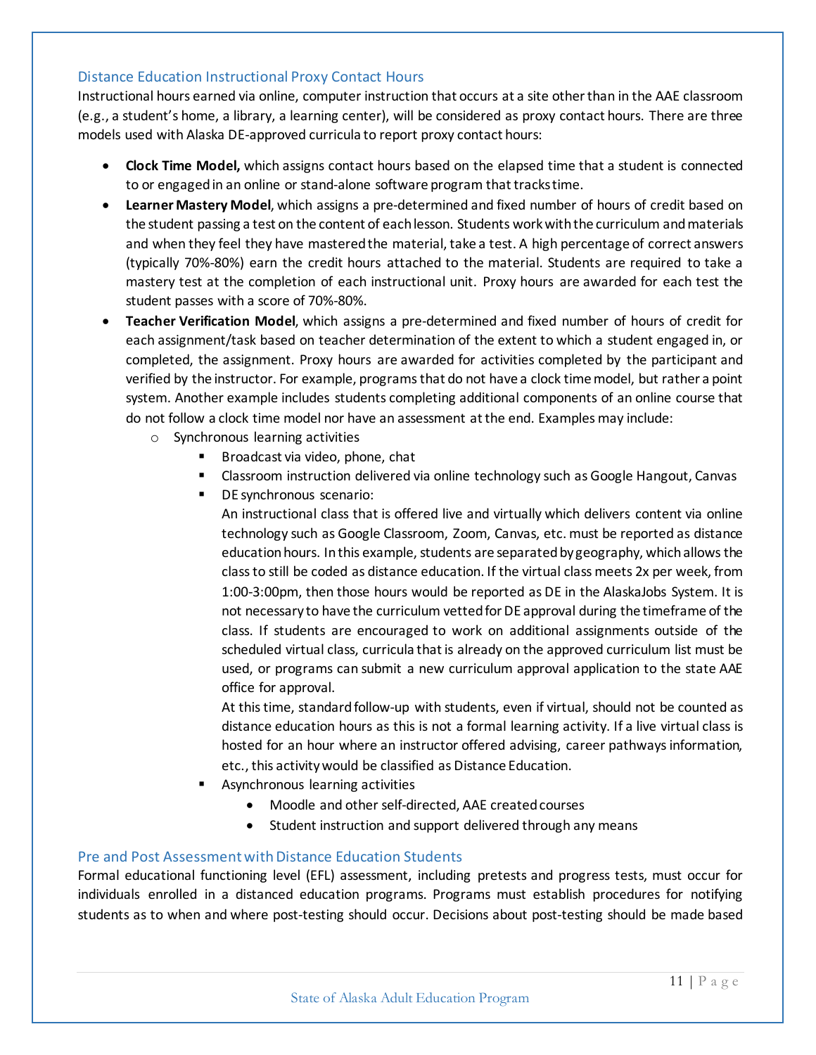## Distance Education Instructional Proxy Contact Hours

Instructional hours earned via online, computer instruction that occurs at a site other than in the AAE classroom (e.g., a student's home, a library, a learning center), will be considered as proxy contact hours. There are three models used with Alaska DE-approved curricula to report proxy contact hours:

- **Clock Time Model,** which assigns contact hours based on the elapsed time that a student is connected to or engaged in an online or stand-alone software program that tracks time.
- **Learner Mastery Model**, which assigns a pre-determined and fixed number of hours of credit based on the student passing a test on the content of each lesson. Students work with the curriculum and materials and when they feel they have mastered the material, take a test. A high percentage of correct answers (typically 70%-80%) earn the credit hours attached to the material. Students are required to take a mastery test at the completion of each instructional unit. Proxy hours are awarded for each test the student passes with a score of 70%-80%.
- **Teacher Verification Model**, which assigns a pre-determined and fixed number of hours of credit for each assignment/task based on teacher determination of the extent to which a student engaged in, or completed, the assignment. Proxy hours are awarded for activities completed by the participant and verified by the instructor. For example, programs that do not have a clock time model, but rather a point system. Another example includes students completing additional components of an online course that do not follow a clock time model nor have an assessment at the end. Examples may include:
    - Synchronous learning activities
        - Broadcast via video, phone, chat
        - Classroom instruction delivered via online technology such as Google Hangout, Canvas
        - DE synchronous scenario:
          An instructional class that is offered live and virtually which delivers content via online technology such as Google Classroom, Zoom, Canvas, etc. must be reported as distance education hours. In this example, students are separated by geography, which allows the class to still be coded as distance education. If the virtual class meets 2x per week, from 1:00-3:00pm, then those hours would be reported as DE in the AlaskaJobs System. It is not necessary to have the curriculum vetted for DE approval during the timeframe of the class. If students are encouraged to work on additional assignments outside of the scheduled virtual class, curricula that is already on the approved curriculum list must be used, or programs can submit a new curriculum approval application to the state AAE office for approval.
          At this time, standard follow-up with students, even if virtual, should not be counted as distance education hours as this is not a formal learning activity. If a live virtual class is hosted for an hour where an instructor offered advising, career pathways information, etc., this activity would be classified as Distance Education.
        - Asynchronous learning activities
            - Moodle and other self-directed, AAE created courses
            - Student instruction and support delivered through any means

## Pre and Post Assessment with Distance Education Students

Formal educational functioning level (EFL) assessment, including pretests and progress tests, must occur for individuals enrolled in a distanced education programs. Programs must establish procedures for notifying students as to when and where post-testing should occur. Decisions about post-testing should be made based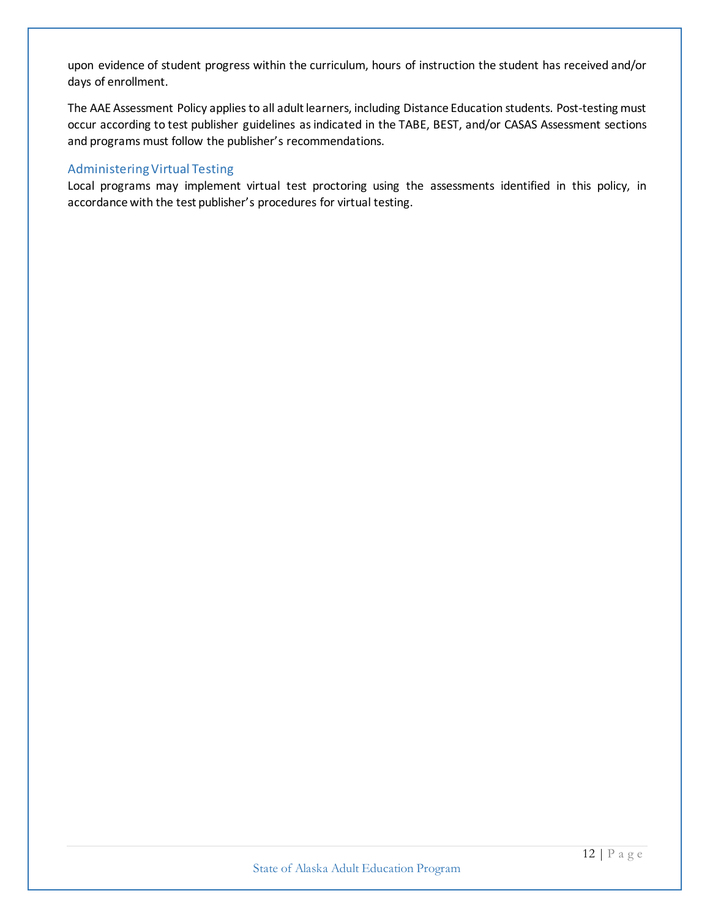upon evidence of student progress within the curriculum, hours of instruction the student has received and/or days of enrollment.

The AAE Assessment Policy applies to all adult learners, including Distance Education students. Post-testing must occur according to test publisher guidelines as indicated in the TABE, BEST, and/or CASAS Assessment sections and programs must follow the publisher's recommendations.

### Administering Virtual Testing

Local programs may implement virtual test proctoring using the assessments identified in this policy, in accordance with the test publisher's procedures for virtual testing.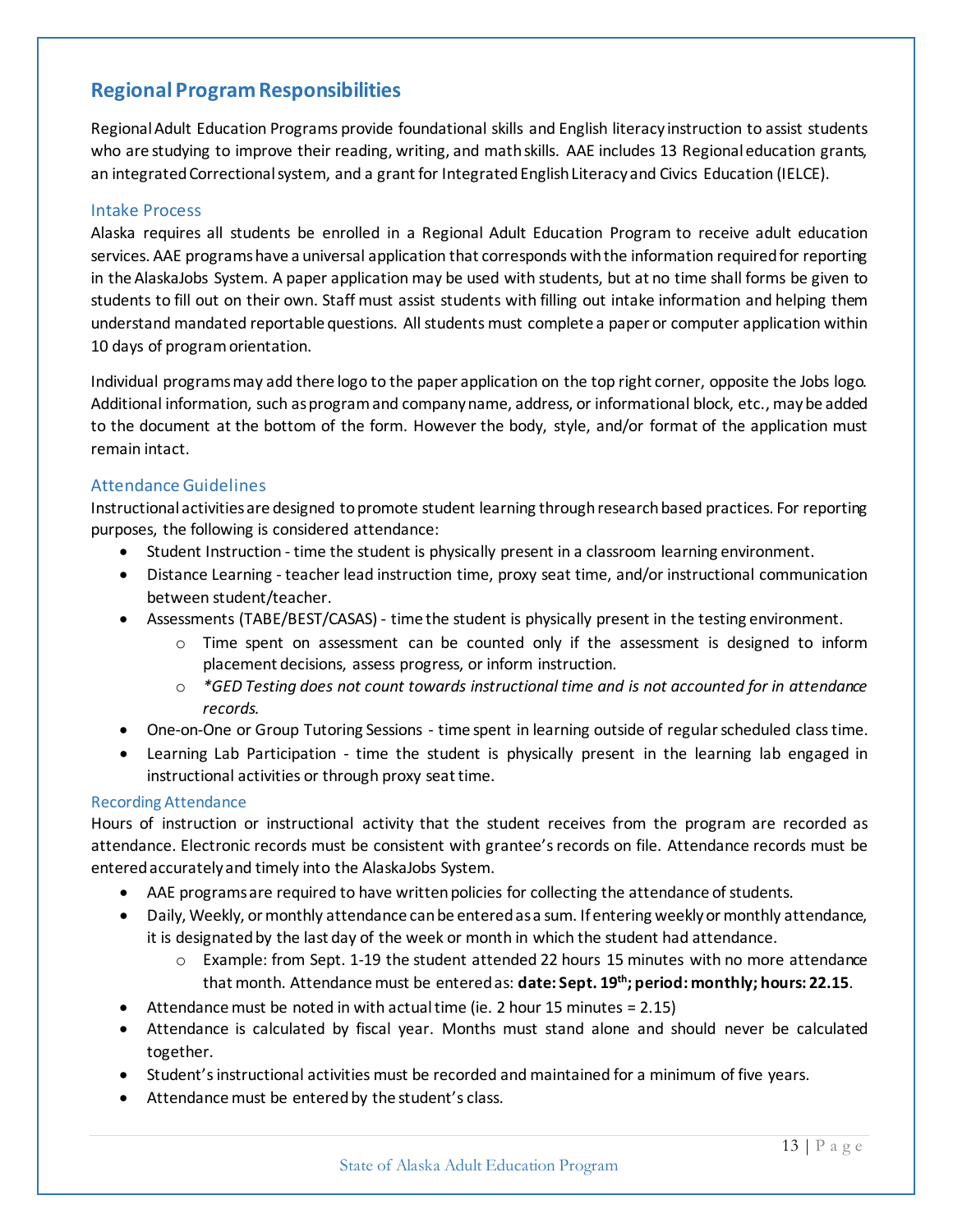## Regional Program Responsibilities

Regional Adult Education Programs provide foundational skills and English literacy instruction to assist students who are studying to improve their reading, writing, and math skills. AAE includes 13 Regional education grants, an integrated Correctional system, and a grant for Integrated English Literacy and Civics Education (IELCE).

### Intake Process

Alaska requires all students be enrolled in a Regional Adult Education Program to receive adult education services. AAE programs have a universal application that corresponds with the information required for reporting in the AlaskaJobs System. A paper application may be used with students, but at no time shall forms be given to students to fill out on their own. Staff must assist students with filling out intake information and helping them understand mandated reportable questions. All students must complete a paper or computer application within 10 days of program orientation.

Individual programs may add there logo to the paper application on the top right corner, opposite the Jobs logo. Additional information, such as program and company name, address, or informational block, etc., may be added to the document at the bottom of the form. However the body, style, and/or format of the application must remain intact.

### Attendance Guidelines

Instructional activities are designed to promote student learning through research based practices. For reporting purposes, the following is considered attendance:

- Student Instruction - time the student is physically present in a classroom learning environment.
- Distance Learning - teacher lead instruction time, proxy seat time, and/or instructional communication between student/teacher.
- Assessments (TABE/BEST/CASAS) - time the student is physically present in the testing environment.
  - Time spent on assessment can be counted only if the assessment is designed to inform placement decisions, assess progress, or inform instruction.
  - *\*GED Testing does not count towards instructional time and is not accounted for in attendance records.*
- One-on-One or Group Tutoring Sessions - time spent in learning outside of regular scheduled class time.
- Learning Lab Participation - time the student is physically present in the learning lab engaged in instructional activities or through proxy seat time.

### Recording Attendance

Hours of instruction or instructional activity that the student receives from the program are recorded as attendance. Electronic records must be consistent with grantee's records on file. Attendance records must be entered accurately and timely into the AlaskaJobs System.

- AAE programs are required to have written policies for collecting the attendance of students.
- Daily, Weekly, or monthly attendance can be entered as a sum. If entering weekly or monthly attendance, it is designated by the last day of the week or month in which the student had attendance.
  - Example: from Sept. 1-19 the student attended 22 hours 15 minutes with no more attendance that month. Attendance must be entered as: **date: Sept. 19th; period: monthly; hours: 22.15**.
- Attendance must be noted in with actual time (ie. 2 hour 15 minutes = 2.15)
- Attendance is calculated by fiscal year. Months must stand alone and should never be calculated together.
- Student's instructional activities must be recorded and maintained for a minimum of five years.
- Attendance must be entered by the student's class.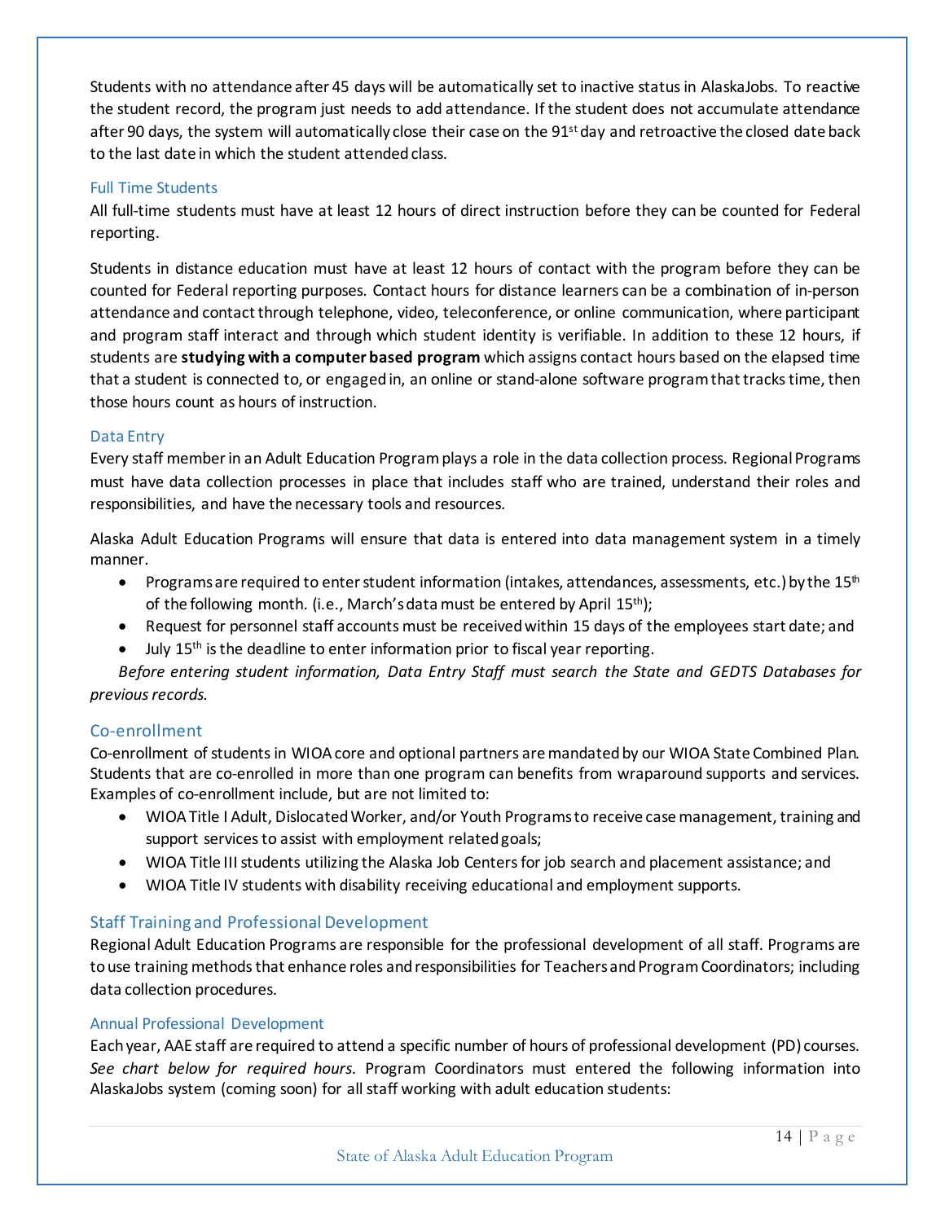Students with no attendance after 45 days will be automatically set to inactive status in AlaskaJobs. To reactive the student record, the program just needs to add attendance. If the student does not accumulate attendance after 90 days, the system will automatically close their case on the 91st day and retroactive the closed date back to the last date in which the student attended class.

### Full Time Students

All full-time students must have at least 12 hours of direct instruction before they can be counted for Federal reporting.

Students in distance education must have at least 12 hours of contact with the program before they can be counted for Federal reporting purposes. Contact hours for distance learners can be a combination of in-person attendance and contact through telephone, video, teleconference, or online communication, where participant and program staff interact and through which student identity is verifiable. In addition to these 12 hours, if students are **studying with a computer based program** which assigns contact hours based on the elapsed time that a student is connected to, or engaged in, an online or stand-alone software program that tracks time, then those hours count as hours of instruction.

### Data Entry

Every staff member in an Adult Education Program plays a role in the data collection process. Regional Programs must have data collection processes in place that includes staff who are trained, understand their roles and responsibilities, and have the necessary tools and resources.

Alaska Adult Education Programs will ensure that data is entered into data management system in a timely manner.

- Programs are required to enter student information (intakes, attendances, assessments, etc.) by the 15th of the following month. (i.e., March's data must be entered by April 15th);
- Request for personnel staff accounts must be received within 15 days of the employees start date; and
- July 15th is the deadline to enter information prior to fiscal year reporting.

*Before entering student information, Data Entry Staff must search the State and GEDTS Databases for previous records.*

## Co-enrollment

Co-enrollment of students in WIOA core and optional partners are mandated by our WIOA State Combined Plan. Students that are co-enrolled in more than one program can benefits from wraparound supports and services. Examples of co-enrollment include, but are not limited to:

- WIOA Title I Adult, Dislocated Worker, and/or Youth Programs to receive case management, training and support services to assist with employment related goals;
- WIOA Title III students utilizing the Alaska Job Centers for job search and placement assistance; and
- WIOA Title IV students with disability receiving educational and employment supports.

## Staff Training and Professional Development

Regional Adult Education Programs are responsible for the professional development of all staff. Programs are to use training methods that enhance roles and responsibilities for Teachers and Program Coordinators; including data collection procedures.

### Annual Professional Development

Each year, AAE staff are required to attend a specific number of hours of professional development (PD) courses. *See chart below for required hours.* Program Coordinators must entered the following information into AlaskaJobs system (coming soon) for all staff working with adult education students: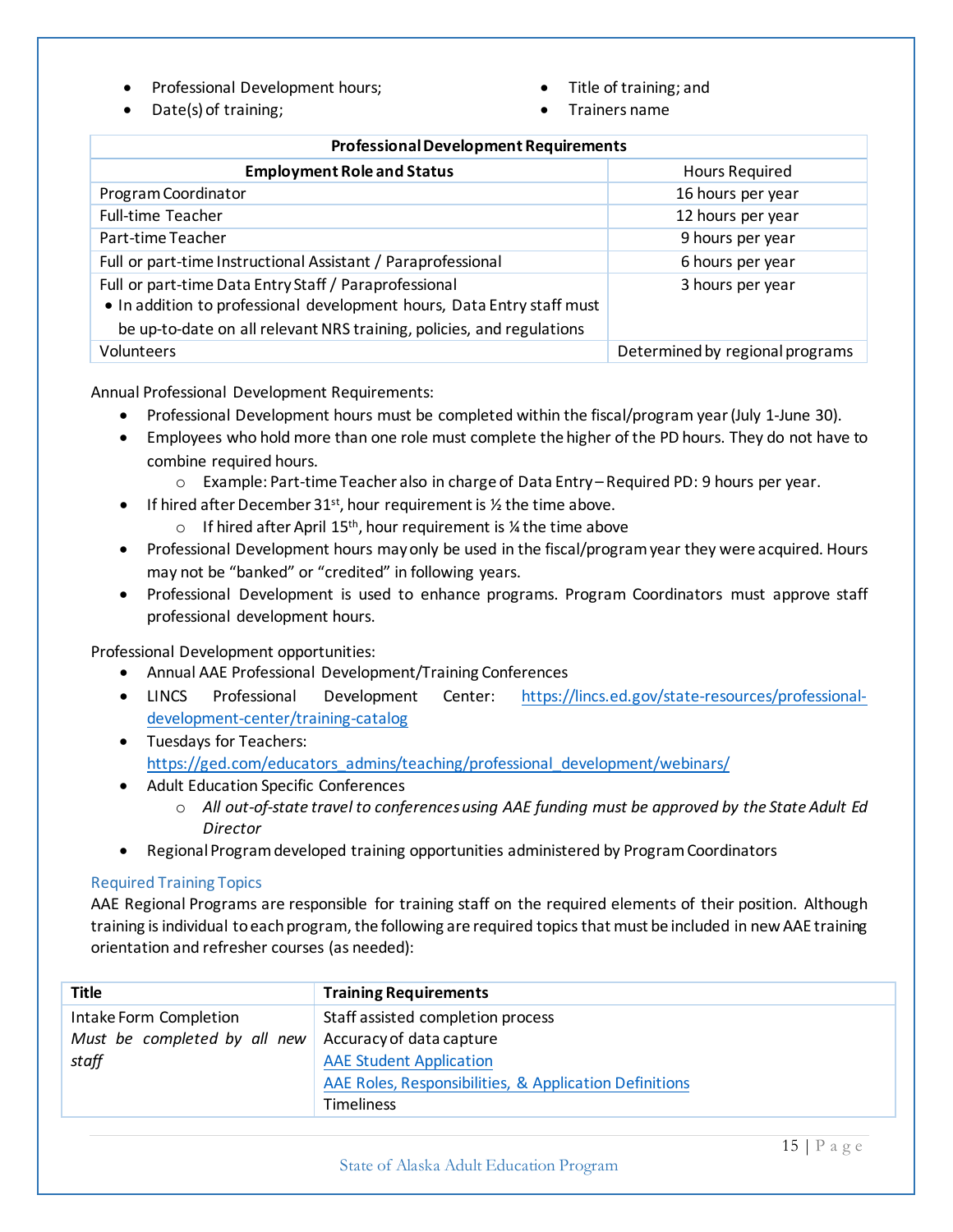- Professional Development hours;
- Date(s) of training;
- Title of training; and
- Trainers name

| Professional Development Requirements | |
|---|---|
| **Employment Role and Status** | Hours Required |
| Program Coordinator | 16 hours per year |
| Full-time Teacher | 12 hours per year |
| Part-time Teacher | 9 hours per year |
| Full or part-time Instructional Assistant / Paraprofessional | 6 hours per year |
| Full or part-time Data Entry Staff / Paraprofessional<br>• In addition to professional development hours, Data Entry staff must be up-to-date on all relevant NRS training, policies, and regulations | 3 hours per year |
| Volunteers | Determined by regional programs |

Annual Professional Development Requirements:

- Professional Development hours must be completed within the fiscal/program year (July 1-June 30).
- Employees who hold more than one role must complete the higher of the PD hours. They do not have to combine required hours.
  - Example: Part-time Teacher also in charge of Data Entry – Required PD: 9 hours per year.
- If hired after December 31st, hour requirement is ½ the time above.
  - If hired after April 15th, hour requirement is ¼ the time above
- Professional Development hours may only be used in the fiscal/program year they were acquired. Hours may not be "banked" or "credited" in following years.
- Professional Development is used to enhance programs. Program Coordinators must approve staff professional development hours.

Professional Development opportunities:

- Annual AAE Professional Development/Training Conferences
- LINCS Professional Development Center: https://lincs.ed.gov/state-resources/professional-development-center/training-catalog
- Tuesdays for Teachers: https://ged.com/educators_admins/teaching/professional_development/webinars/
- Adult Education Specific Conferences
  - *All out-of-state travel to conferences using AAE funding must be approved by the State Adult Ed Director*
- Regional Program developed training opportunities administered by Program Coordinators

### Required Training Topics

AAE Regional Programs are responsible for training staff on the required elements of their position. Although training is individual to each program, the following are required topics that must be included in new AAE training orientation and refresher courses (as needed):

| Title | Training Requirements |
|---|---|
| Intake Form Completion<br>*Must be completed by all new staff* | Staff assisted completion process<br>Accuracy of data capture<br>AAE Student Application<br>AAE Roles, Responsibilities, & Application Definitions<br>Timeliness |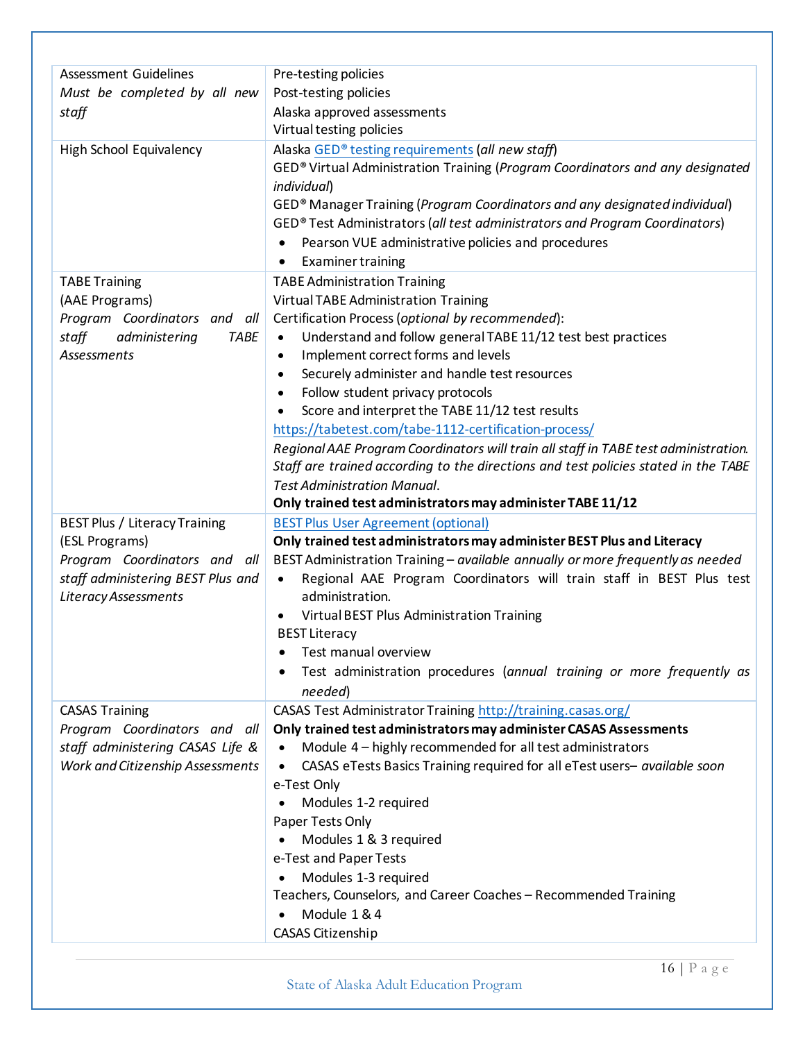| | |
|---|---|
| Assessment Guidelines<br>*Must be completed by all new staff* | Pre-testing policies<br>Post-testing policies<br>Alaska approved assessments<br>Virtual testing policies |
| High School Equivalency | Alaska [GED® testing requirements]() (*all new staff*)<br>GED® Virtual Administration Training (*Program Coordinators and any designated individual*)<br>GED® Manager Training (*Program Coordinators and any designated individual*)<br>GED® Test Administrators (*all test administrators and Program Coordinators*)<br>• Pearson VUE administrative policies and procedures<br>• Examiner training |
| TABE Training<br>(AAE Programs)<br>*Program Coordinators and all staff administering TABE Assessments* | TABE Administration Training<br>Virtual TABE Administration Training<br>Certification Process (*optional by recommended*):<br>• Understand and follow general TABE 11/12 test best practices<br>• Implement correct forms and levels<br>• Securely administer and handle test resources<br>• Follow student privacy protocols<br>• Score and interpret the TABE 11/12 test results<br>https://tabetest.com/tabe-1112-certification-process/<br>*Regional AAE Program Coordinators will train all staff in TABE test administration. Staff are trained according to the directions and test policies stated in the TABE Test Administration Manual.*<br>**Only trained test administrators may administer TABE 11/12** |
| BEST Plus / Literacy Training<br>(ESL Programs)<br>*Program Coordinators and all staff administering BEST Plus and Literacy Assessments* | [BEST Plus User Agreement (optional)]()<br>**Only trained test administrators may administer BEST Plus and Literacy**<br>BEST Administration Training – *available annually or more frequently as needed*<br>• Regional AAE Program Coordinators will train staff in BEST Plus test administration.<br>• Virtual BEST Plus Administration Training<br>BEST Literacy<br>• Test manual overview<br>• Test administration procedures (*annual training or more frequently as needed*) |
| CASAS Training<br>*Program Coordinators and all staff administering CASAS Life & Work and Citizenship Assessments* | CASAS Test Administrator Training http://training.casas.org/<br>**Only trained test administrators may administer CASAS Assessments**<br>• Module 4 – highly recommended for all test administrators<br>• CASAS eTests Basics Training required for all eTest users– *available soon*<br>e-Test Only<br>• Modules 1-2 required<br>Paper Tests Only<br>• Modules 1 & 3 required<br>e-Test and Paper Tests<br>• Modules 1-3 required<br>Teachers, Counselors, and Career Coaches – Recommended Training<br>• Module 1 & 4<br>CASAS Citizenship |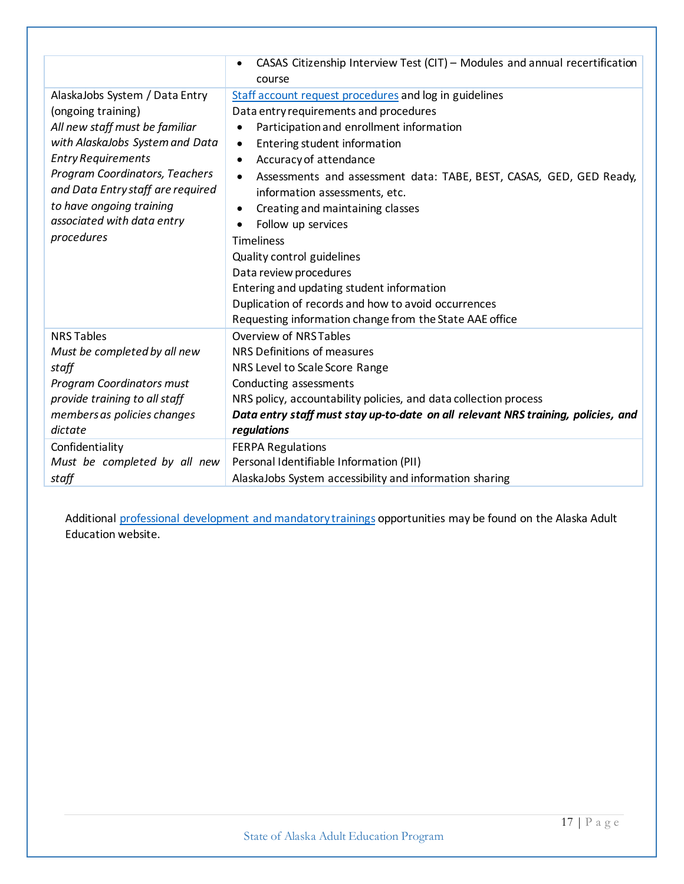| | |
|---|---|
| | • CASAS Citizenship Interview Test (CIT) – Modules and annual recertification course |
| AlaskaJobs System / Data Entry (ongoing training)<br>*All new staff must be familiar with AlaskaJobs System and Data Entry Requirements*<br>*Program Coordinators, Teachers and Data Entry staff are required to have ongoing training associated with data entry procedures* | Staff account request procedures and log in guidelines<br>Data entry requirements and procedures<br>• Participation and enrollment information<br>• Entering student information<br>• Accuracy of attendance<br>• Assessments and assessment data: TABE, BEST, CASAS, GED, GED Ready, information assessments, etc.<br>• Creating and maintaining classes<br>• Follow up services<br>Timeliness<br>Quality control guidelines<br>Data review procedures<br>Entering and updating student information<br>Duplication of records and how to avoid occurrences<br>Requesting information change from the State AAE office |
| NRS Tables<br>*Must be completed by all new staff*<br>*Program Coordinators must provide training to all staff members as policies changes dictate* | Overview of NRS Tables<br>NRS Definitions of measures<br>NRS Level to Scale Score Range<br>Conducting assessments<br>NRS policy, accountability policies, and data collection process<br>***Data entry staff must stay up-to-date on all relevant NRS training, policies, and regulations*** |
| Confidentiality<br>*Must be completed by all new staff* | FERPA Regulations<br>Personal Identifiable Information (PII)<br>AlaskaJobs System accessibility and information sharing |

Additional professional development and mandatory trainings opportunities may be found on the Alaska Adult Education website.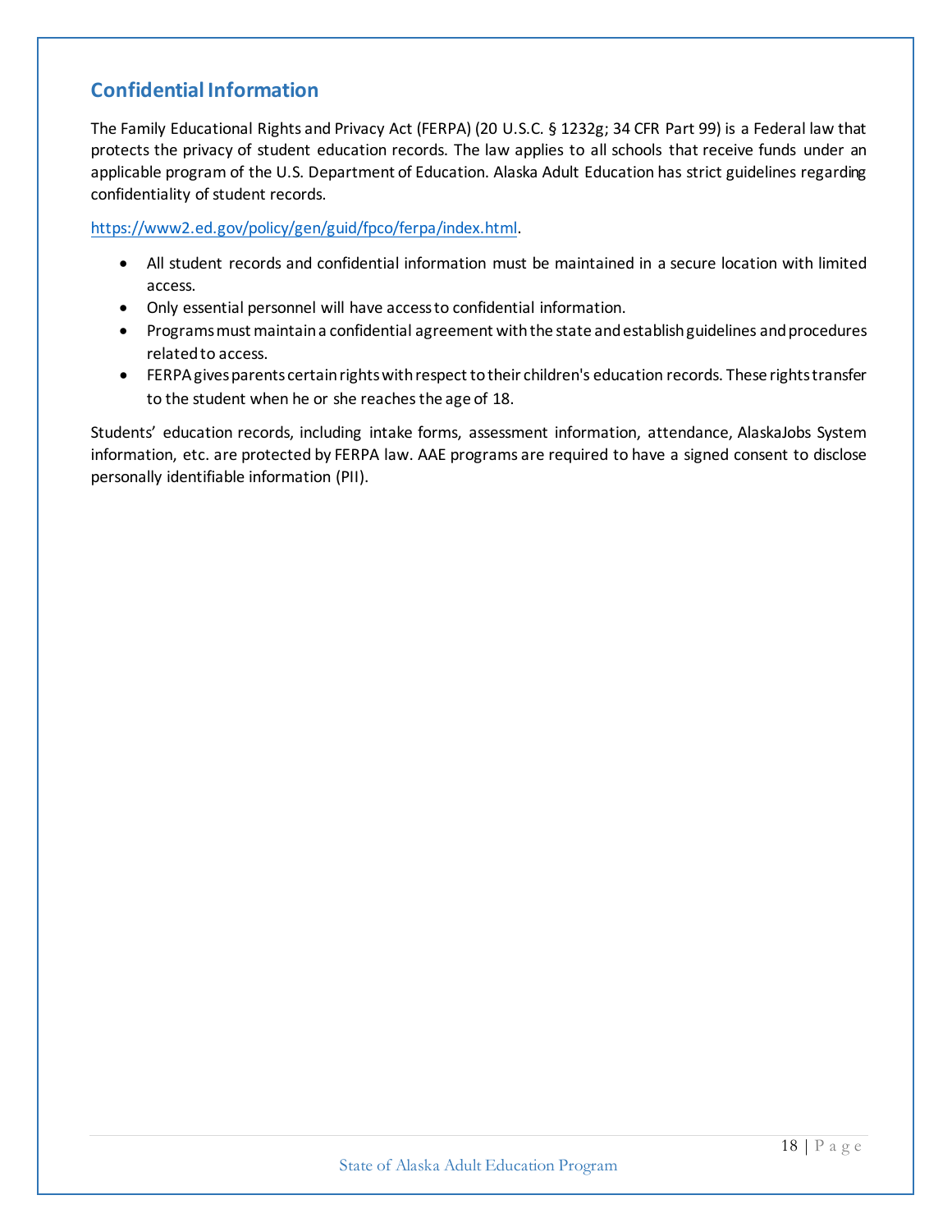## Confidential Information

The Family Educational Rights and Privacy Act (FERPA) (20 U.S.C. § 1232g; 34 CFR Part 99) is a Federal law that protects the privacy of student education records. The law applies to all schools that receive funds under an applicable program of the U.S. Department of Education. Alaska Adult Education has strict guidelines regarding confidentiality of student records.

https://www2.ed.gov/policy/gen/guid/fpco/ferpa/index.html.

- All student records and confidential information must be maintained in a secure location with limited access.
- Only essential personnel will have access to confidential information.
- Programs must maintain a confidential agreement with the state and establish guidelines and procedures related to access.
- FERPA gives parents certain rights with respect to their children's education records. These rights transfer to the student when he or she reaches the age of 18.

Students' education records, including intake forms, assessment information, attendance, AlaskaJobs System information, etc. are protected by FERPA law. AAE programs are required to have a signed consent to disclose personally identifiable information (PII).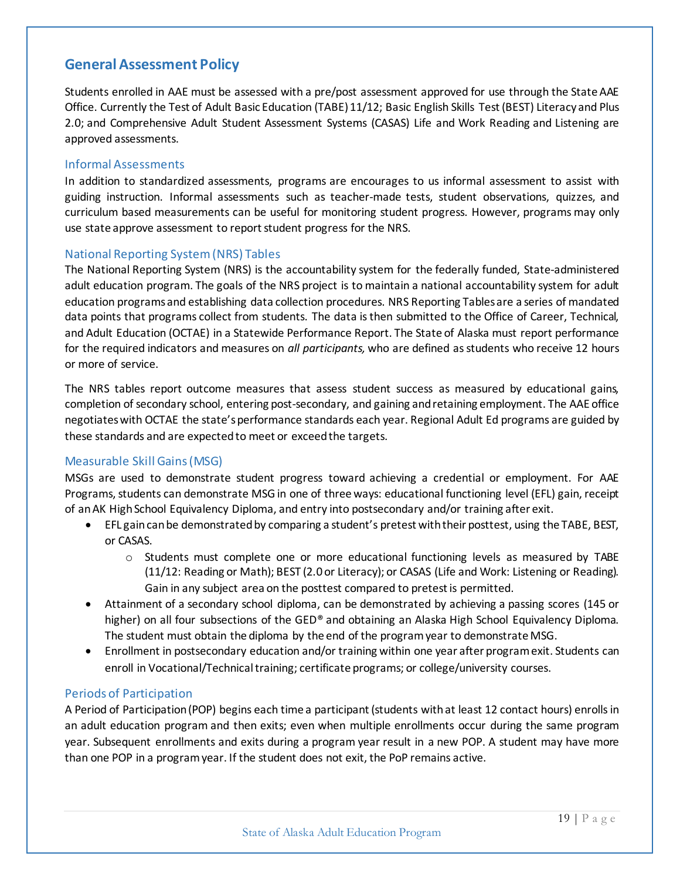## General Assessment Policy

Students enrolled in AAE must be assessed with a pre/post assessment approved for use through the State AAE Office. Currently the Test of Adult Basic Education (TABE) 11/12; Basic English Skills Test (BEST) Literacy and Plus 2.0; and Comprehensive Adult Student Assessment Systems (CASAS) Life and Work Reading and Listening are approved assessments.

### Informal Assessments

In addition to standardized assessments, programs are encourages to us informal assessment to assist with guiding instruction. Informal assessments such as teacher-made tests, student observations, quizzes, and curriculum based measurements can be useful for monitoring student progress. However, programs may only use state approve assessment to report student progress for the NRS.

### National Reporting System (NRS) Tables

The National Reporting System (NRS) is the accountability system for the federally funded, State-administered adult education program. The goals of the NRS project is to maintain a national accountability system for adult education programs and establishing data collection procedures. NRS Reporting Tables are a series of mandated data points that programs collect from students. The data is then submitted to the Office of Career, Technical, and Adult Education (OCTAE) in a Statewide Performance Report. The State of Alaska must report performance for the required indicators and measures on *all participants,* who are defined as students who receive 12 hours or more of service.

The NRS tables report outcome measures that assess student success as measured by educational gains, completion of secondary school, entering post-secondary, and gaining and retaining employment. The AAE office negotiates with OCTAE the state's performance standards each year. Regional Adult Ed programs are guided by these standards and are expected to meet or exceed the targets.

### Measurable Skill Gains (MSG)

MSGs are used to demonstrate student progress toward achieving a credential or employment. For AAE Programs, students can demonstrate MSG in one of three ways: educational functioning level (EFL) gain, receipt of an AK High School Equivalency Diploma, and entry into postsecondary and/or training after exit.

- EFL gain can be demonstrated by comparing a student's pretest with their posttest, using the TABE, BEST, or CASAS.
  - Students must complete one or more educational functioning levels as measured by TABE (11/12: Reading or Math); BEST (2.0 or Literacy); or CASAS (Life and Work: Listening or Reading). Gain in any subject area on the posttest compared to pretest is permitted.
- Attainment of a secondary school diploma, can be demonstrated by achieving a passing scores (145 or higher) on all four subsections of the GED® and obtaining an Alaska High School Equivalency Diploma. The student must obtain the diploma by the end of the program year to demonstrate MSG.
- Enrollment in postsecondary education and/or training within one year after program exit. Students can enroll in Vocational/Technical training; certificate programs; or college/university courses.

### Periods of Participation

A Period of Participation (POP) begins each time a participant (students with at least 12 contact hours) enrolls in an adult education program and then exits; even when multiple enrollments occur during the same program year. Subsequent enrollments and exits during a program year result in a new POP. A student may have more than one POP in a program year. If the student does not exit, the PoP remains active.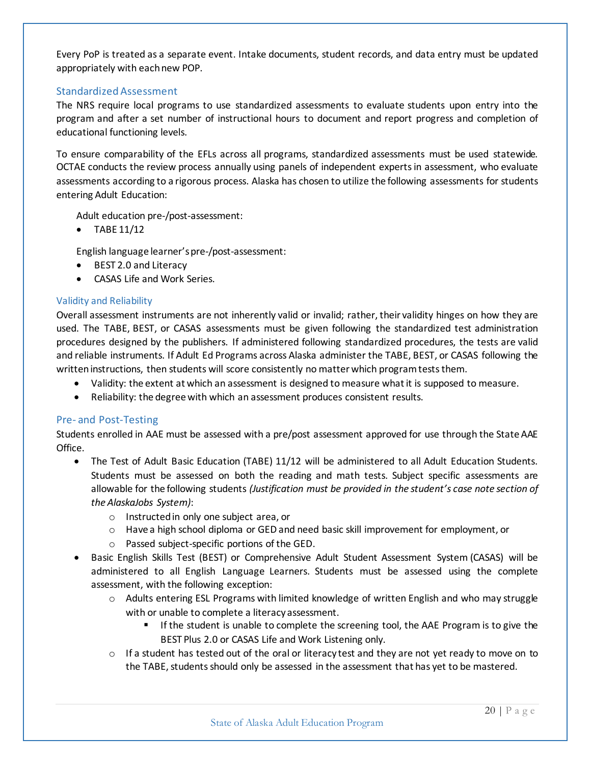Every PoP is treated as a separate event. Intake documents, student records, and data entry must be updated appropriately with each new POP.

## Standardized Assessment

The NRS require local programs to use standardized assessments to evaluate students upon entry into the program and after a set number of instructional hours to document and report progress and completion of educational functioning levels.

To ensure comparability of the EFLs across all programs, standardized assessments must be used statewide. OCTAE conducts the review process annually using panels of independent experts in assessment, who evaluate assessments according to a rigorous process. Alaska has chosen to utilize the following assessments for students entering Adult Education:

Adult education pre-/post-assessment:

- TABE 11/12

English language learner's pre-/post-assessment:

- BEST 2.0 and Literacy
- CASAS Life and Work Series.

### Validity and Reliability

Overall assessment instruments are not inherently valid or invalid; rather, their validity hinges on how they are used. The TABE, BEST, or CASAS assessments must be given following the standardized test administration procedures designed by the publishers. If administered following standardized procedures, the tests are valid and reliable instruments. If Adult Ed Programs across Alaska administer the TABE, BEST, or CASAS following the written instructions, then students will score consistently no matter which program tests them.

- Validity: the extent at which an assessment is designed to measure what it is supposed to measure.
- Reliability: the degree with which an assessment produces consistent results.

## Pre- and Post-Testing

Students enrolled in AAE must be assessed with a pre/post assessment approved for use through the State AAE Office.

- The Test of Adult Basic Education (TABE) 11/12 will be administered to all Adult Education Students. Students must be assessed on both the reading and math tests. Subject specific assessments are allowable for the following students *(Justification must be provided in the student's case note section of the AlaskaJobs System)*:
  - Instructed in only one subject area, or
  - Have a high school diploma or GED and need basic skill improvement for employment, or
  - Passed subject-specific portions of the GED.
- Basic English Skills Test (BEST) or Comprehensive Adult Student Assessment System (CASAS) will be administered to all English Language Learners. Students must be assessed using the complete assessment, with the following exception:
  - Adults entering ESL Programs with limited knowledge of written English and who may struggle with or unable to complete a literacy assessment.
    - If the student is unable to complete the screening tool, the AAE Program is to give the BEST Plus 2.0 or CASAS Life and Work Listening only.
  - If a student has tested out of the oral or literacy test and they are not yet ready to move on to the TABE, students should only be assessed in the assessment that has yet to be mastered.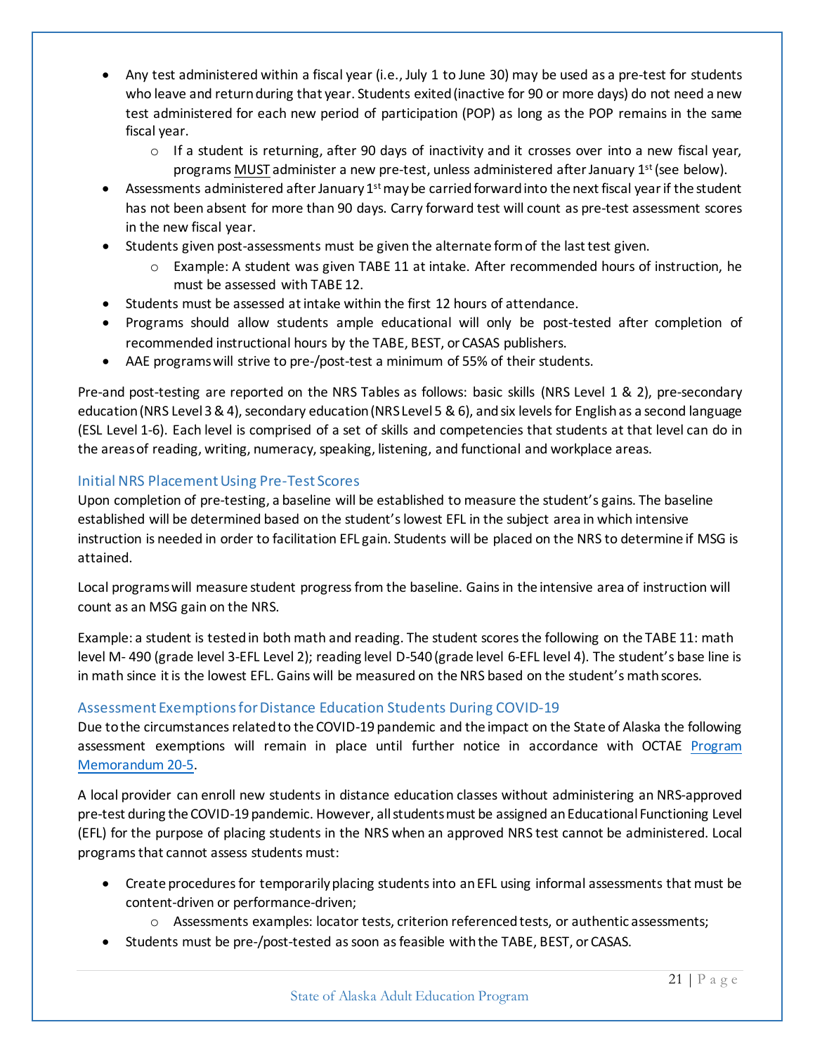- Any test administered within a fiscal year (i.e., July 1 to June 30) may be used as a pre-test for students who leave and return during that year. Students exited (inactive for 90 or more days) do not need a new test administered for each new period of participation (POP) as long as the POP remains in the same fiscal year.
  - If a student is returning, after 90 days of inactivity and it crosses over into a new fiscal year, programs MUST administer a new pre-test, unless administered after January 1st (see below).
- Assessments administered after January 1st may be carried forward into the next fiscal year if the student has not been absent for more than 90 days. Carry forward test will count as pre-test assessment scores in the new fiscal year.
- Students given post-assessments must be given the alternate form of the last test given.
  - Example: A student was given TABE 11 at intake. After recommended hours of instruction, he must be assessed with TABE 12.
- Students must be assessed at intake within the first 12 hours of attendance.
- Programs should allow students ample educational will only be post-tested after completion of recommended instructional hours by the TABE, BEST, or CASAS publishers.
- AAE programs will strive to pre-/post-test a minimum of 55% of their students.

Pre-and post-testing are reported on the NRS Tables as follows: basic skills (NRS Level 1 & 2), pre-secondary education (NRS Level 3 & 4), secondary education (NRS Level 5 & 6), and six levels for English as a second language (ESL Level 1-6). Each level is comprised of a set of skills and competencies that students at that level can do in the areas of reading, writing, numeracy, speaking, listening, and functional and workplace areas.

### Initial NRS Placement Using Pre-Test Scores

Upon completion of pre-testing, a baseline will be established to measure the student's gains. The baseline established will be determined based on the student's lowest EFL in the subject area in which intensive instruction is needed in order to facilitation EFL gain. Students will be placed on the NRS to determine if MSG is attained.

Local programs will measure student progress from the baseline. Gains in the intensive area of instruction will count as an MSG gain on the NRS.

Example: a student is tested in both math and reading. The student scores the following on the TABE 11: math level M- 490 (grade level 3-EFL Level 2); reading level D-540 (grade level 6-EFL level 4). The student's base line is in math since it is the lowest EFL. Gains will be measured on the NRS based on the student's math scores.

### Assessment Exemptions for Distance Education Students During COVID-19

Due to the circumstances related to the COVID-19 pandemic and the impact on the State of Alaska the following assessment exemptions will remain in place until further notice in accordance with OCTAE Program Memorandum 20-5.

A local provider can enroll new students in distance education classes without administering an NRS-approved pre-test during the COVID-19 pandemic. However, all students must be assigned an Educational Functioning Level (EFL) for the purpose of placing students in the NRS when an approved NRS test cannot be administered. Local programs that cannot assess students must:

- Create procedures for temporarily placing students into an EFL using informal assessments that must be content-driven or performance-driven;
  - Assessments examples: locator tests, criterion referenced tests, or authentic assessments;
- Students must be pre-/post-tested as soon as feasible with the TABE, BEST, or CASAS.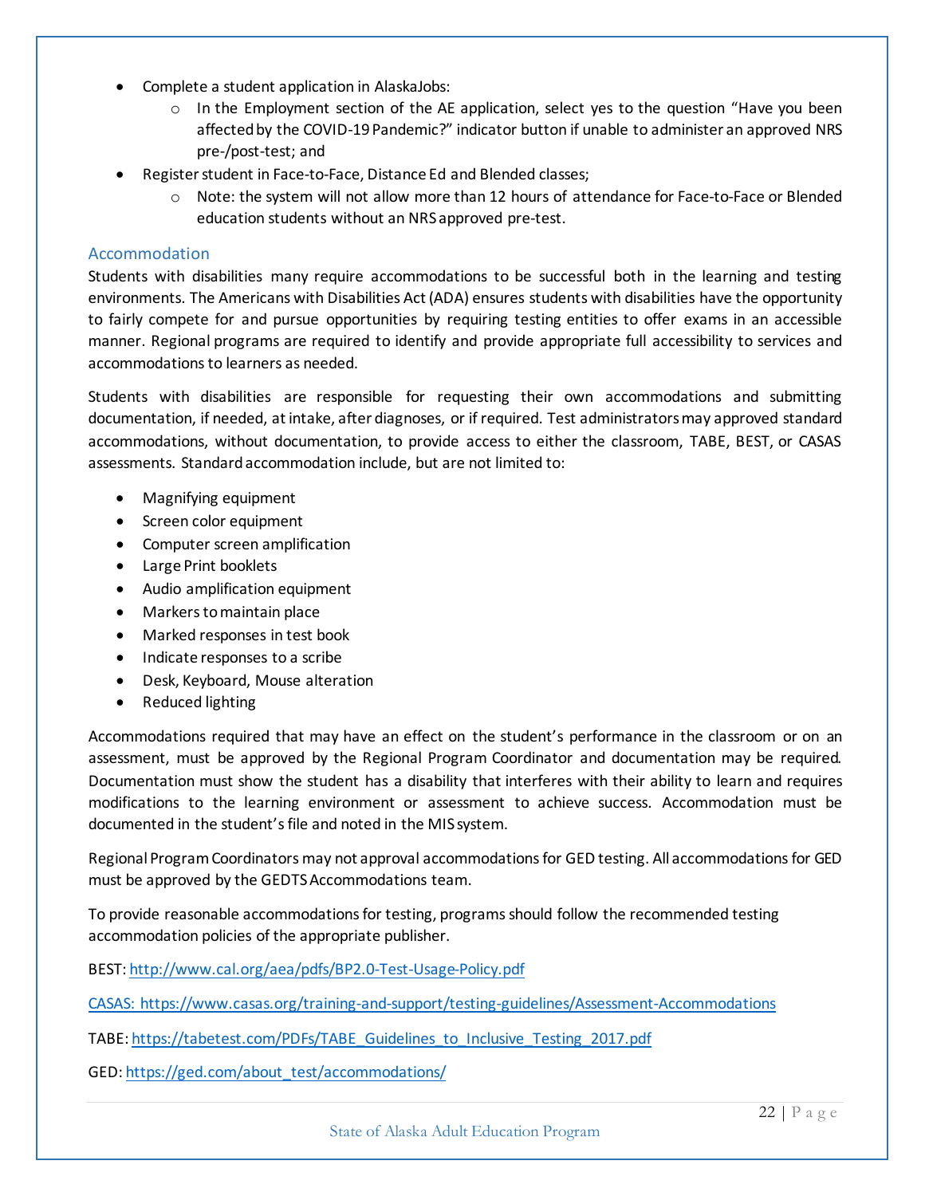- Complete a student application in AlaskaJobs:
  - In the Employment section of the AE application, select yes to the question "Have you been affected by the COVID-19 Pandemic?" indicator button if unable to administer an approved NRS pre-/post-test; and
- Register student in Face-to-Face, Distance Ed and Blended classes;
  - Note: the system will not allow more than 12 hours of attendance for Face-to-Face or Blended education students without an NRS approved pre-test.

### Accommodation

Students with disabilities many require accommodations to be successful both in the learning and testing environments. The Americans with Disabilities Act (ADA) ensures students with disabilities have the opportunity to fairly compete for and pursue opportunities by requiring testing entities to offer exams in an accessible manner. Regional programs are required to identify and provide appropriate full accessibility to services and accommodations to learners as needed.

Students with disabilities are responsible for requesting their own accommodations and submitting documentation, if needed, at intake, after diagnoses, or if required. Test administrators may approved standard accommodations, without documentation, to provide access to either the classroom, TABE, BEST, or CASAS assessments. Standard accommodation include, but are not limited to:

- Magnifying equipment
- Screen color equipment
- Computer screen amplification
- Large Print booklets
- Audio amplification equipment
- Markers to maintain place
- Marked responses in test book
- Indicate responses to a scribe
- Desk, Keyboard, Mouse alteration
- Reduced lighting

Accommodations required that may have an effect on the student's performance in the classroom or on an assessment, must be approved by the Regional Program Coordinator and documentation may be required. Documentation must show the student has a disability that interferes with their ability to learn and requires modifications to the learning environment or assessment to achieve success. Accommodation must be documented in the student's file and noted in the MIS system.

Regional Program Coordinators may not approval accommodations for GED testing. All accommodations for GED must be approved by the GEDTS Accommodations team.

To provide reasonable accommodations for testing, programs should follow the recommended testing accommodation policies of the appropriate publisher.

BEST: http://www.cal.org/aea/pdfs/BP2.0-Test-Usage-Policy.pdf

CASAS: https://www.casas.org/training-and-support/testing-guidelines/Assessment-Accommodations

TABE: https://tabetest.com/PDFs/TABE_Guidelines_to_Inclusive_Testing_2017.pdf

GED: https://ged.com/about_test/accommodations/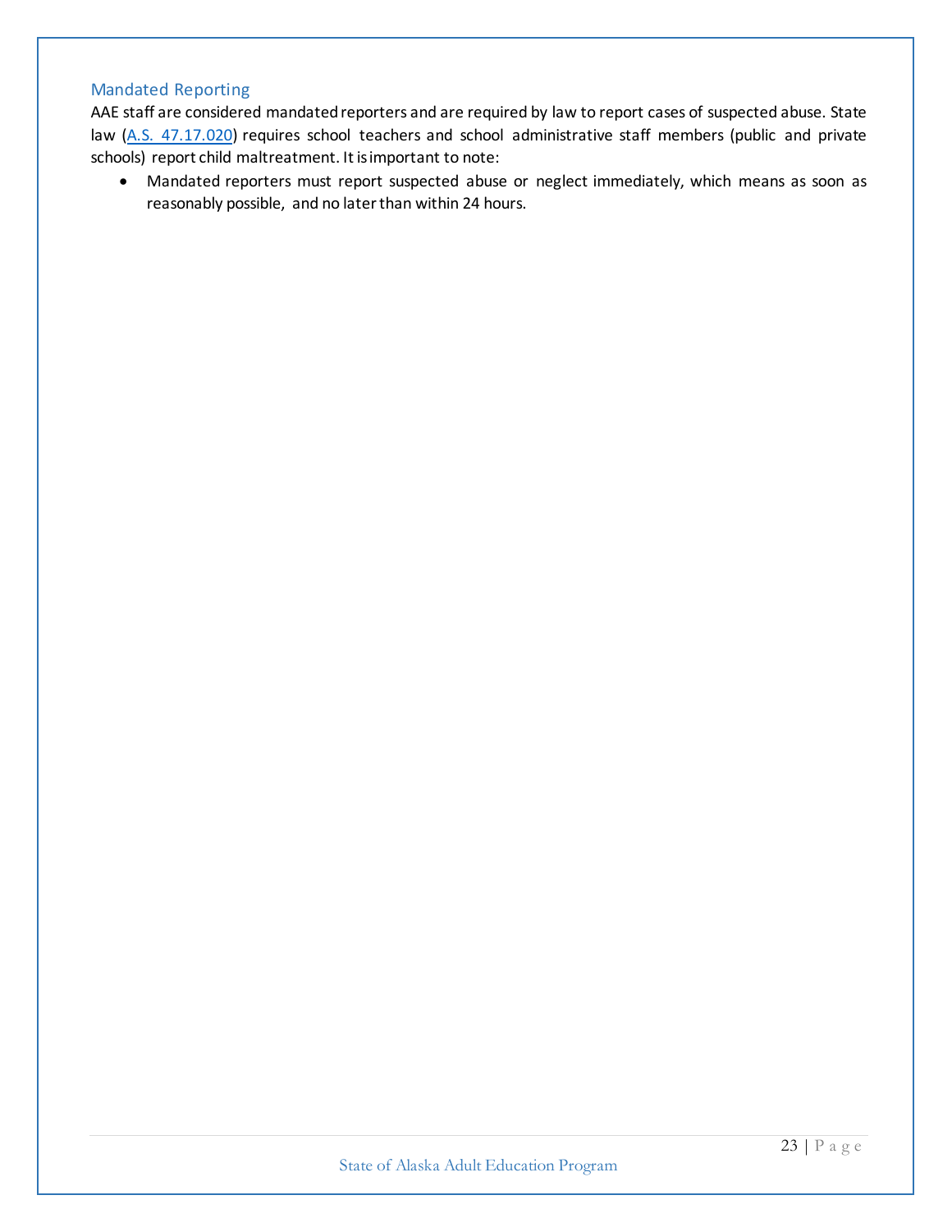## Mandated Reporting

AAE staff are considered mandated reporters and are required by law to report cases of suspected abuse. State law ([A.S. 47.17.020]) requires school teachers and school administrative staff members (public and private schools) report child maltreatment. It is important to note:

- Mandated reporters must report suspected abuse or neglect immediately, which means as soon as reasonably possible, and no later than within 24 hours.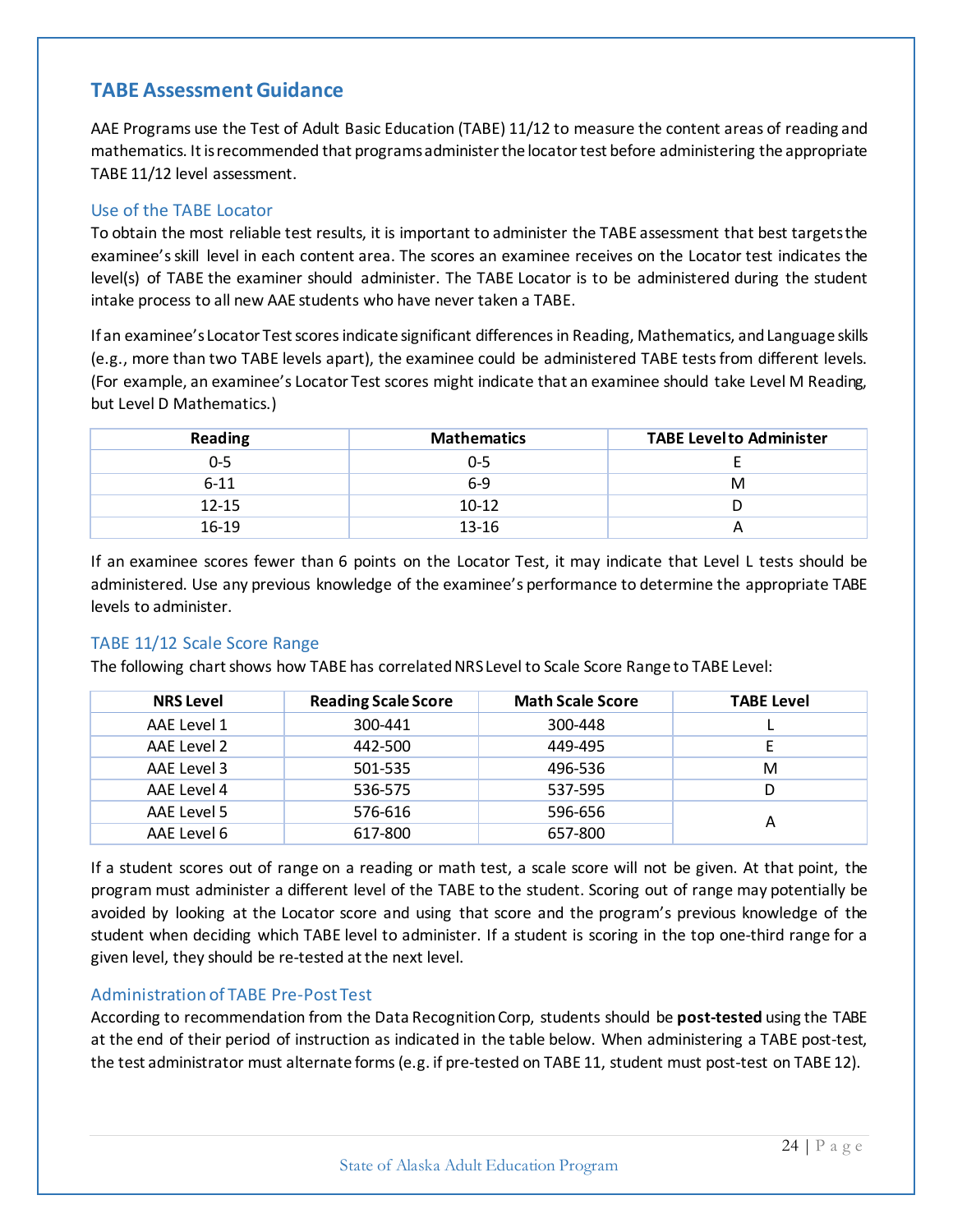## TABE Assessment Guidance

AAE Programs use the Test of Adult Basic Education (TABE) 11/12 to measure the content areas of reading and mathematics. It is recommended that programs administer the locator test before administering the appropriate TABE 11/12 level assessment.

### Use of the TABE Locator

To obtain the most reliable test results, it is important to administer the TABE assessment that best targets the examinee's skill level in each content area. The scores an examinee receives on the Locator test indicates the level(s) of TABE the examiner should administer. The TABE Locator is to be administered during the student intake process to all new AAE students who have never taken a TABE.

If an examinee's Locator Test scores indicate significant differences in Reading, Mathematics, and Language skills (e.g., more than two TABE levels apart), the examinee could be administered TABE tests from different levels. (For example, an examinee's Locator Test scores might indicate that an examinee should take Level M Reading, but Level D Mathematics.)

| Reading | Mathematics | TABE Level to Administer |
|---|---|---|
| 0-5 | 0-5 | E |
| 6-11 | 6-9 | M |
| 12-15 | 10-12 | D |
| 16-19 | 13-16 | A |

If an examinee scores fewer than 6 points on the Locator Test, it may indicate that Level L tests should be administered. Use any previous knowledge of the examinee's performance to determine the appropriate TABE levels to administer.

### TABE 11/12 Scale Score Range

The following chart shows how TABE has correlated NRS Level to Scale Score Range to TABE Level:

| NRS Level | Reading Scale Score | Math Scale Score | TABE Level |
|---|---|---|---|
| AAE Level 1 | 300-441 | 300-448 | L |
| AAE Level 2 | 442-500 | 449-495 | E |
| AAE Level 3 | 501-535 | 496-536 | M |
| AAE Level 4 | 536-575 | 537-595 | D |
| AAE Level 5 | 576-616 | 596-656 | A |
| AAE Level 6 | 617-800 | 657-800 | |

If a student scores out of range on a reading or math test, a scale score will not be given. At that point, the program must administer a different level of the TABE to the student. Scoring out of range may potentially be avoided by looking at the Locator score and using that score and the program's previous knowledge of the student when deciding which TABE level to administer. If a student is scoring in the top one-third range for a given level, they should be re-tested at the next level.

### Administration of TABE Pre-Post Test

According to recommendation from the Data Recognition Corp, students should be **post-tested** using the TABE at the end of their period of instruction as indicated in the table below. When administering a TABE post-test, the test administrator must alternate forms (e.g. if pre-tested on TABE 11, student must post-test on TABE 12).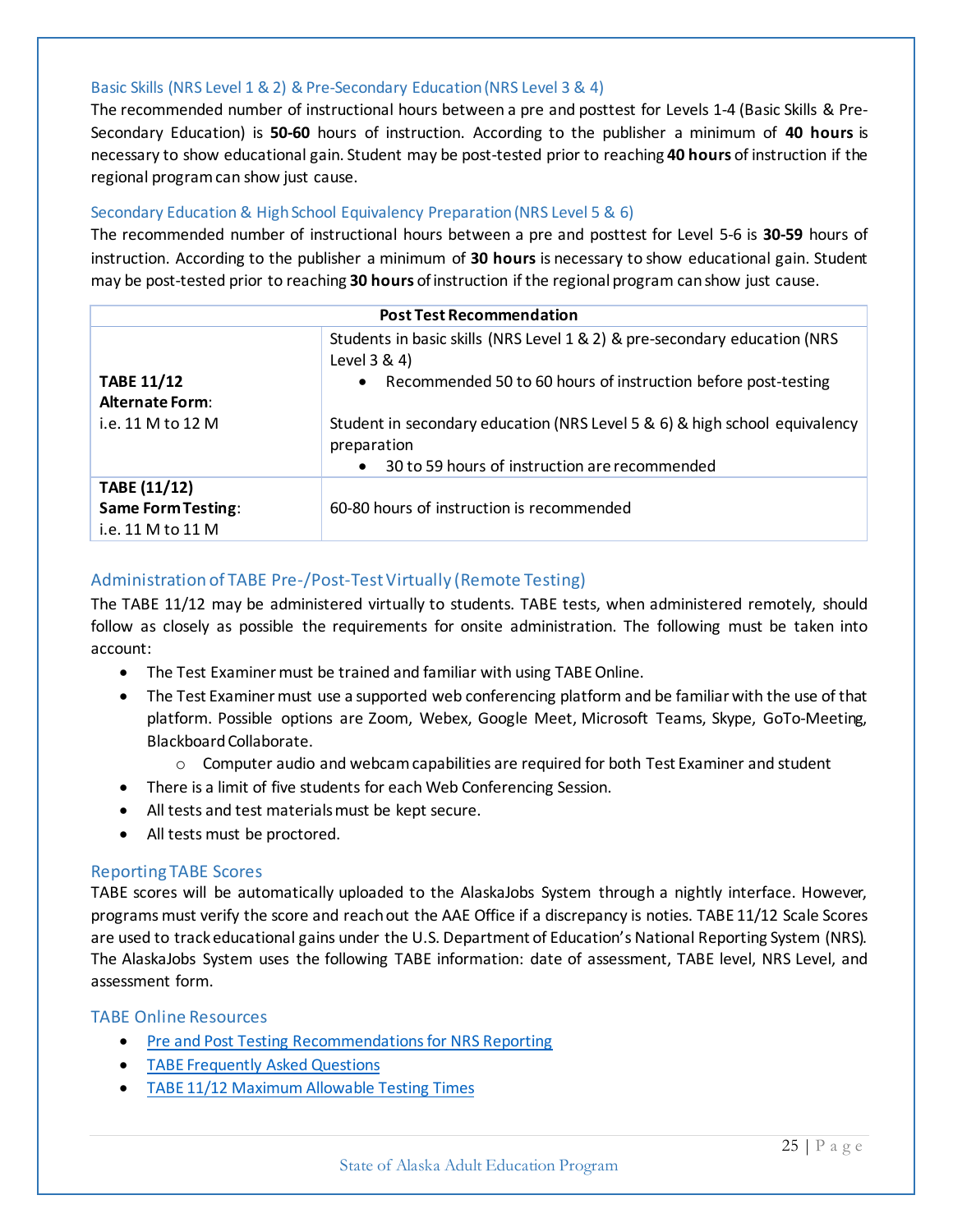### Basic Skills (NRS Level 1 & 2) & Pre-Secondary Education (NRS Level 3 & 4)

The recommended number of instructional hours between a pre and posttest for Levels 1-4 (Basic Skills & Pre-Secondary Education) is **50-60** hours of instruction. According to the publisher a minimum of **40 hours** is necessary to show educational gain. Student may be post-tested prior to reaching **40 hours** of instruction if the regional program can show just cause.

### Secondary Education & High School Equivalency Preparation (NRS Level 5 & 6)

The recommended number of instructional hours between a pre and posttest for Level 5-6 is **30-59** hours of instruction. According to the publisher a minimum of **30 hours** is necessary to show educational gain. Student may be post-tested prior to reaching **30 hours** of instruction if the regional program can show just cause.

| **Post Test Recommendation** | |
|---|---|
| **TABE 11/12 Alternate Form**: i.e. 11 M to 12 M | Students in basic skills (NRS Level 1 & 2) & pre-secondary education (NRS Level 3 & 4)<br>• Recommended 50 to 60 hours of instruction before post-testing<br><br>Student in secondary education (NRS Level 5 & 6) & high school equivalency preparation<br>• 30 to 59 hours of instruction are recommended |
| **TABE (11/12) Same Form Testing**: i.e. 11 M to 11 M | 60-80 hours of instruction is recommended |

## Administration of TABE Pre-/Post-Test Virtually (Remote Testing)

The TABE 11/12 may be administered virtually to students. TABE tests, when administered remotely, should follow as closely as possible the requirements for onsite administration. The following must be taken into account:

- The Test Examiner must be trained and familiar with using TABE Online.
- The Test Examiner must use a supported web conferencing platform and be familiar with the use of that platform. Possible options are Zoom, Webex, Google Meet, Microsoft Teams, Skype, GoTo-Meeting, Blackboard Collaborate.
    - Computer audio and webcam capabilities are required for both Test Examiner and student
- There is a limit of five students for each Web Conferencing Session.
- All tests and test materials must be kept secure.
- All tests must be proctored.

## Reporting TABE Scores

TABE scores will be automatically uploaded to the AlaskaJobs System through a nightly interface. However, programs must verify the score and reach out the AAE Office if a discrepancy is noties. TABE 11/12 Scale Scores are used to track educational gains under the U.S. Department of Education's National Reporting System (NRS). The AlaskaJobs System uses the following TABE information: date of assessment, TABE level, NRS Level, and assessment form.

## TABE Online Resources

- Pre and Post Testing Recommendations for NRS Reporting
- TABE Frequently Asked Questions
- TABE 11/12 Maximum Allowable Testing Times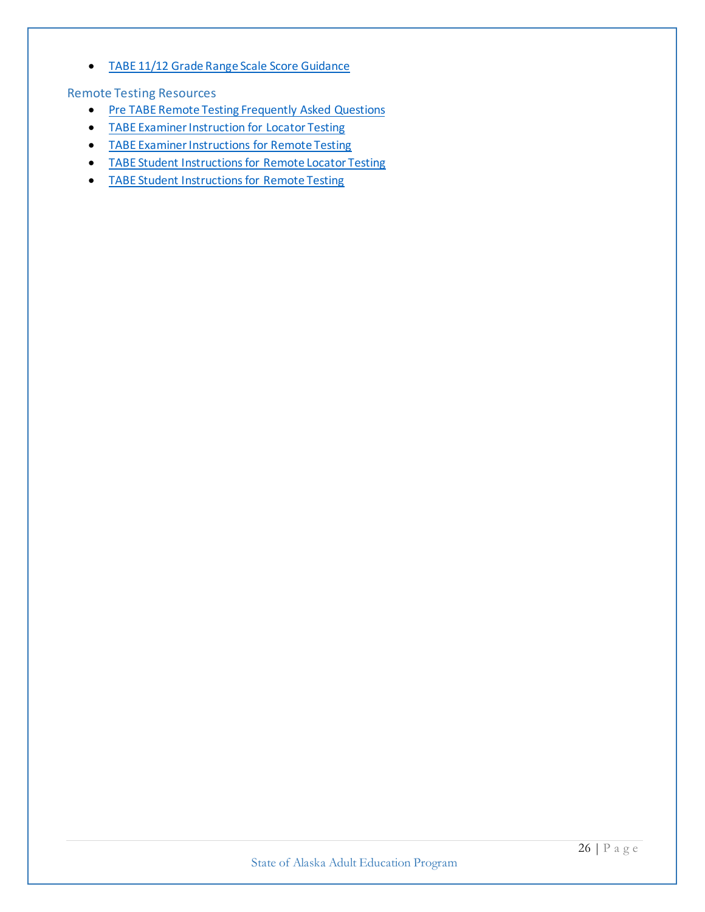- TABE 11/12 Grade Range Scale Score Guidance

### Remote Testing Resources

- Pre TABE Remote Testing Frequently Asked Questions
- TABE Examiner Instruction for Locator Testing
- TABE Examiner Instructions for Remote Testing
- TABE Student Instructions for Remote Locator Testing
- TABE Student Instructions for Remote Testing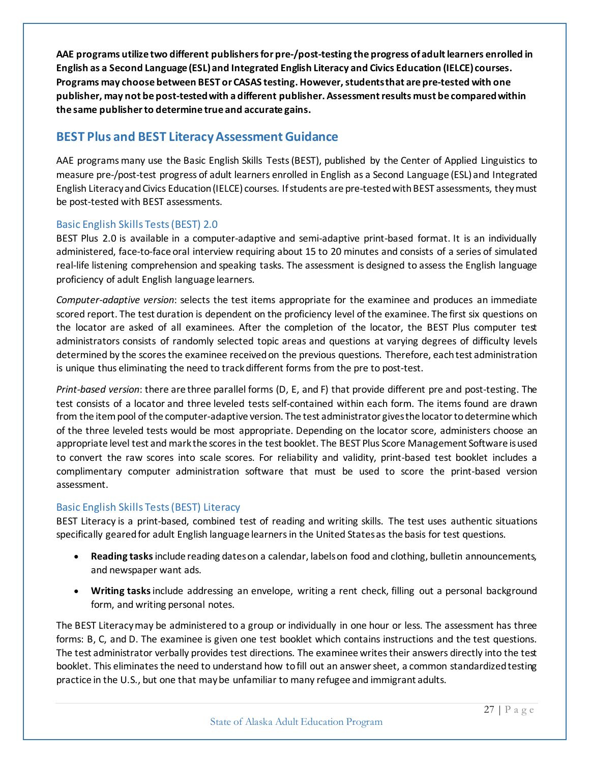**AAE programs utilize two different publishers for pre-/post-testing the progress of adult learners enrolled in English as a Second Language (ESL) and Integrated English Literacy and Civics Education (IELCE) courses. Programs may choose between BEST or CASAS testing. However, students that are pre-tested with one publisher, may not be post-tested with a different publisher. Assessment results must be compared within the same publisher to determine true and accurate gains.**

## BEST Plus and BEST Literacy Assessment Guidance

AAE programs many use the Basic English Skills Tests (BEST), published by the Center of Applied Linguistics to measure pre-/post-test progress of adult learners enrolled in English as a Second Language (ESL) and Integrated English Literacy and Civics Education (IELCE) courses. If students are pre-tested with BEST assessments, they must be post-tested with BEST assessments.

### Basic English Skills Tests (BEST) 2.0

BEST Plus 2.0 is available in a computer-adaptive and semi-adaptive print-based format. It is an individually administered, face-to-face oral interview requiring about 15 to 20 minutes and consists of a series of simulated real-life listening comprehension and speaking tasks. The assessment is designed to assess the English language proficiency of adult English language learners.

*Computer-adaptive version*: selects the test items appropriate for the examinee and produces an immediate scored report. The test duration is dependent on the proficiency level of the examinee. The first six questions on the locator are asked of all examinees. After the completion of the locator, the BEST Plus computer test administrators consists of randomly selected topic areas and questions at varying degrees of difficulty levels determined by the scores the examinee received on the previous questions. Therefore, each test administration is unique thus eliminating the need to track different forms from the pre to post-test.

*Print-based version*: there are three parallel forms (D, E, and F) that provide different pre and post-testing. The test consists of a locator and three leveled tests self-contained within each form. The items found are drawn from the item pool of the computer-adaptive version. The test administrator gives the locator to determine which of the three leveled tests would be most appropriate. Depending on the locator score, administers choose an appropriate level test and mark the scores in the test booklet. The BEST Plus Score Management Software is used to convert the raw scores into scale scores. For reliability and validity, print-based test booklet includes a complimentary computer administration software that must be used to score the print-based version assessment.

### Basic English Skills Tests (BEST) Literacy

BEST Literacy is a print-based, combined test of reading and writing skills. The test uses authentic situations specifically geared for adult English language learners in the United States as the basis for test questions.

- **Reading tasks** include reading dates on a calendar, labels on food and clothing, bulletin announcements, and newspaper want ads.
- **Writing tasks** include addressing an envelope, writing a rent check, filling out a personal background form, and writing personal notes.

The BEST Literacy may be administered to a group or individually in one hour or less. The assessment has three forms: B, C, and D. The examinee is given one test booklet which contains instructions and the test questions. The test administrator verbally provides test directions. The examinee writes their answers directly into the test booklet. This eliminates the need to understand how to fill out an answer sheet, a common standardized testing practice in the U.S., but one that may be unfamiliar to many refugee and immigrant adults.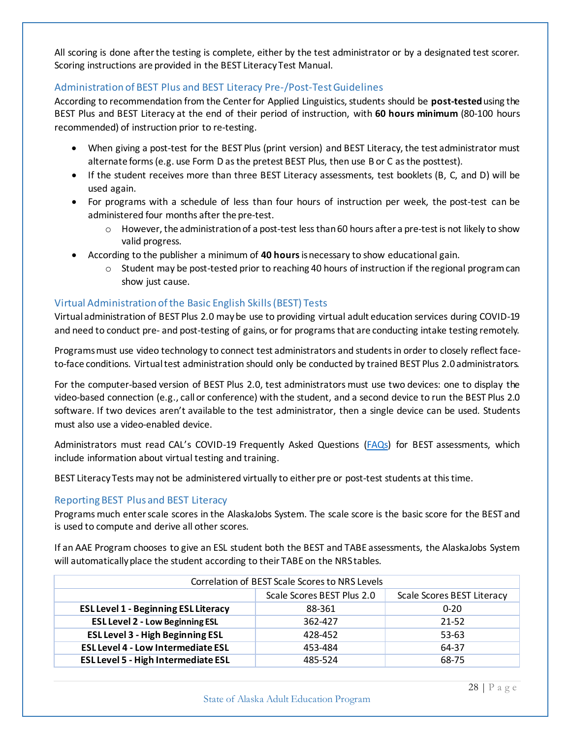All scoring is done after the testing is complete, either by the test administrator or by a designated test scorer. Scoring instructions are provided in the BEST Literacy Test Manual.

### Administration of BEST Plus and BEST Literacy Pre-/Post-Test Guidelines

According to recommendation from the Center for Applied Linguistics, students should be **post-tested** using the BEST Plus and BEST Literacy at the end of their period of instruction, with **60 hours minimum** (80-100 hours recommended) of instruction prior to re-testing.

- When giving a post-test for the BEST Plus (print version) and BEST Literacy, the test administrator must alternate forms (e.g. use Form D as the pretest BEST Plus, then use B or C as the posttest).
- If the student receives more than three BEST Literacy assessments, test booklets (B, C, and D) will be used again.
- For programs with a schedule of less than four hours of instruction per week, the post-test can be administered four months after the pre-test.
    - However, the administration of a post-test less than 60 hours after a pre-test is not likely to show valid progress.
- According to the publisher a minimum of **40 hours** is necessary to show educational gain.
    - Student may be post-tested prior to reaching 40 hours of instruction if the regional program can show just cause.

### Virtual Administration of the Basic English Skills (BEST) Tests

Virtual administration of BEST Plus 2.0 may be use to providing virtual adult education services during COVID-19 and need to conduct pre- and post-testing of gains, or for programs that are conducting intake testing remotely.

Programs must use video technology to connect test administrators and students in order to closely reflect face-to-face conditions. Virtual test administration should only be conducted by trained BEST Plus 2.0 administrators.

For the computer-based version of BEST Plus 2.0, test administrators must use two devices: one to display the video-based connection (e.g., call or conference) with the student, and a second device to run the BEST Plus 2.0 software. If two devices aren't available to the test administrator, then a single device can be used. Students must also use a video-enabled device.

Administrators must read CAL's COVID-19 Frequently Asked Questions (FAQs) for BEST assessments, which include information about virtual testing and training.

BEST Literacy Tests may not be administered virtually to either pre or post-test students at this time.

### Reporting BEST Plus and BEST Literacy

Programs much enter scale scores in the AlaskaJobs System. The scale score is the basic score for the BEST and is used to compute and derive all other scores.

If an AAE Program chooses to give an ESL student both the BEST and TABE assessments, the AlaskaJobs System will automatically place the student according to their TABE on the NRS tables.

| Correlation of BEST Scale Scores to NRS Levels | | |
|---|---|---|
| | Scale Scores BEST Plus 2.0 | Scale Scores BEST Literacy |
| **ESL Level 1 - Beginning ESL Literacy** | 88-361 | 0-20 |
| **ESL Level 2 - Low Beginning ESL** | 362-427 | 21-52 |
| **ESL Level 3 - High Beginning ESL** | 428-452 | 53-63 |
| **ESL Level 4 - Low Intermediate ESL** | 453-484 | 64-37 |
| **ESL Level 5 - High Intermediate ESL** | 485-524 | 68-75 |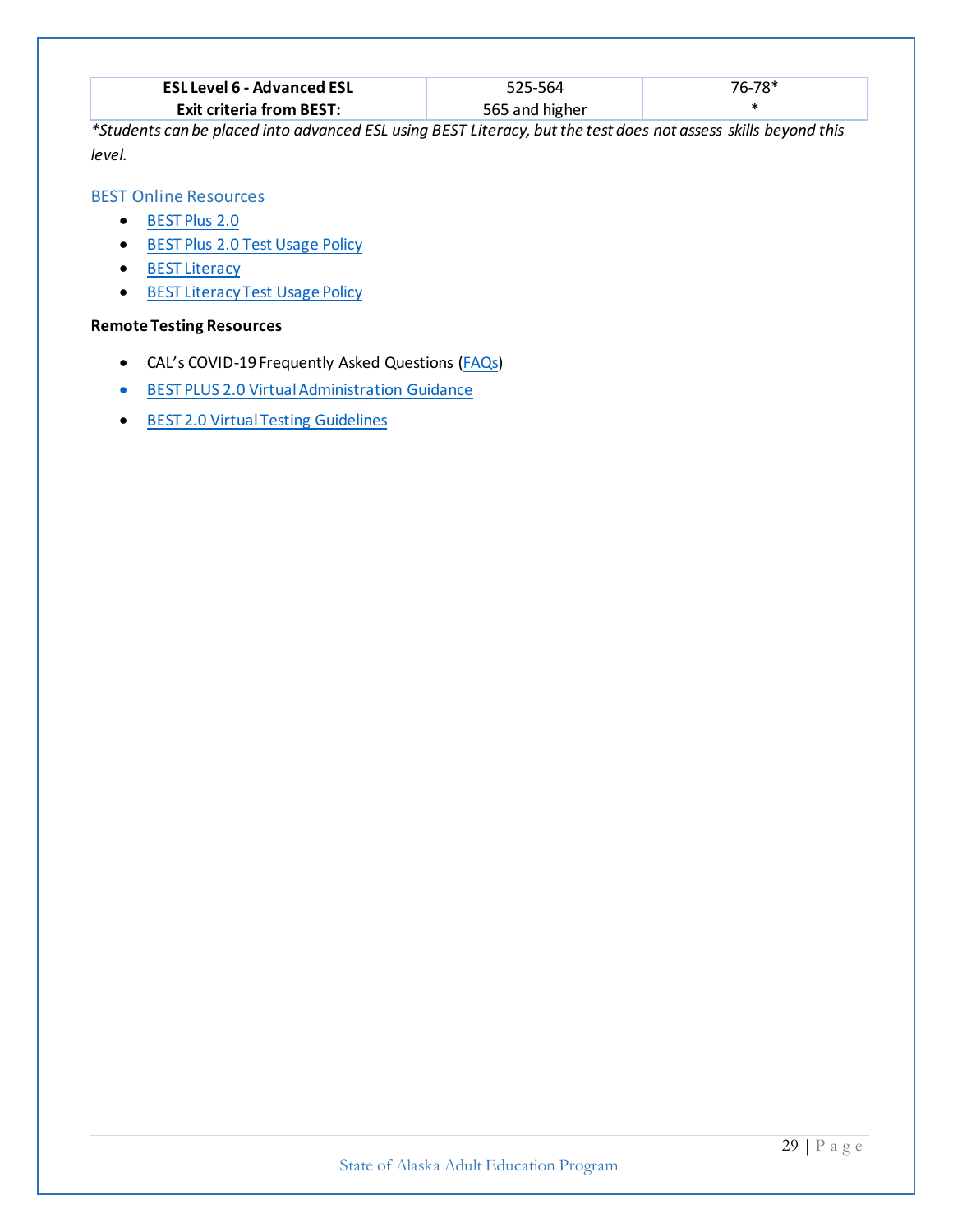| **ESL Level 6 - Advanced ESL** | 525-564 | 76-78* |
|---|---|---|
| **Exit criteria from BEST:** | 565 and higher | * |

*\*Students can be placed into advanced ESL using BEST Literacy, but the test does not assess skills beyond this level.*

### BEST Online Resources

- BEST Plus 2.0
- BEST Plus 2.0 Test Usage Policy
- BEST Literacy
- BEST Literacy Test Usage Policy

**Remote Testing Resources**

- CAL's COVID-19 Frequently Asked Questions (FAQs)
- BEST PLUS 2.0 Virtual Administration Guidance
- BEST 2.0 Virtual Testing Guidelines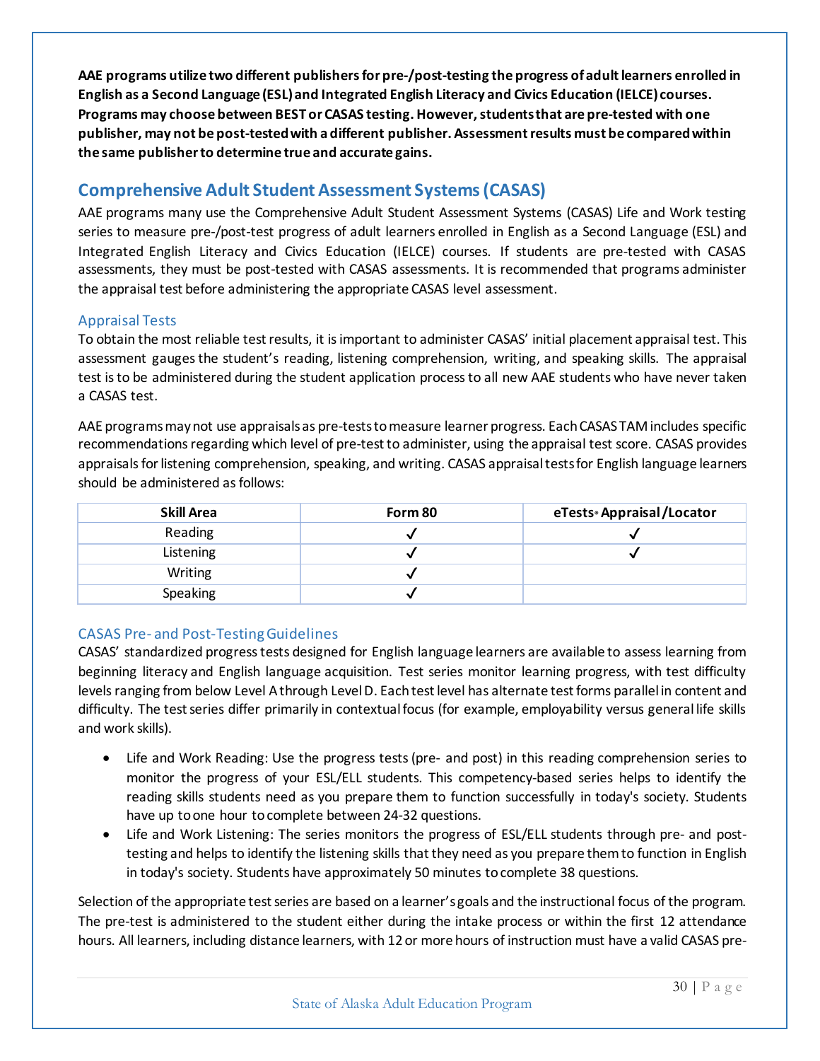**AAE programs utilize two different publishers for pre-/post-testing the progress of adult learners enrolled in English as a Second Language (ESL) and Integrated English Literacy and Civics Education (IELCE) courses. Programs may choose between BEST or CASAS testing. However, students that are pre-tested with one publisher, may not be post-tested with a different publisher. Assessment results must be compared within the same publisher to determine true and accurate gains.**

## Comprehensive Adult Student Assessment Systems (CASAS)

AAE programs many use the Comprehensive Adult Student Assessment Systems (CASAS) Life and Work testing series to measure pre-/post-test progress of adult learners enrolled in English as a Second Language (ESL) and Integrated English Literacy and Civics Education (IELCE) courses. If students are pre-tested with CASAS assessments, they must be post-tested with CASAS assessments. It is recommended that programs administer the appraisal test before administering the appropriate CASAS level assessment.

### Appraisal Tests

To obtain the most reliable test results, it is important to administer CASAS' initial placement appraisal test. This assessment gauges the student's reading, listening comprehension, writing, and speaking skills. The appraisal test is to be administered during the student application process to all new AAE students who have never taken a CASAS test.

AAE programs may not use appraisals as pre-tests to measure learner progress. Each CASAS TAM includes specific recommendations regarding which level of pre-test to administer, using the appraisal test score. CASAS provides appraisals for listening comprehension, speaking, and writing. CASAS appraisal tests for English language learners should be administered as follows:

| Skill Area | Form 80 | eTests® Appraisal/Locator |
|---|---|---|
| Reading | ✓ | ✓ |
| Listening | ✓ | ✓ |
| Writing | ✓ | |
| Speaking | ✓ | |

### CASAS Pre- and Post-Testing Guidelines

CASAS' standardized progress tests designed for English language learners are available to assess learning from beginning literacy and English language acquisition. Test series monitor learning progress, with test difficulty levels ranging from below Level A through Level D. Each test level has alternate test forms parallel in content and difficulty. The test series differ primarily in contextual focus (for example, employability versus general life skills and work skills).

- Life and Work Reading: Use the progress tests (pre- and post) in this reading comprehension series to monitor the progress of your ESL/ELL students. This competency-based series helps to identify the reading skills students need as you prepare them to function successfully in today's society. Students have up to one hour to complete between 24-32 questions.
- Life and Work Listening: The series monitors the progress of ESL/ELL students through pre- and post-testing and helps to identify the listening skills that they need as you prepare them to function in English in today's society. Students have approximately 50 minutes to complete 38 questions.

Selection of the appropriate test series are based on a learner's goals and the instructional focus of the program. The pre-test is administered to the student either during the intake process or within the first 12 attendance hours. All learners, including distance learners, with 12 or more hours of instruction must have a valid CASAS pre-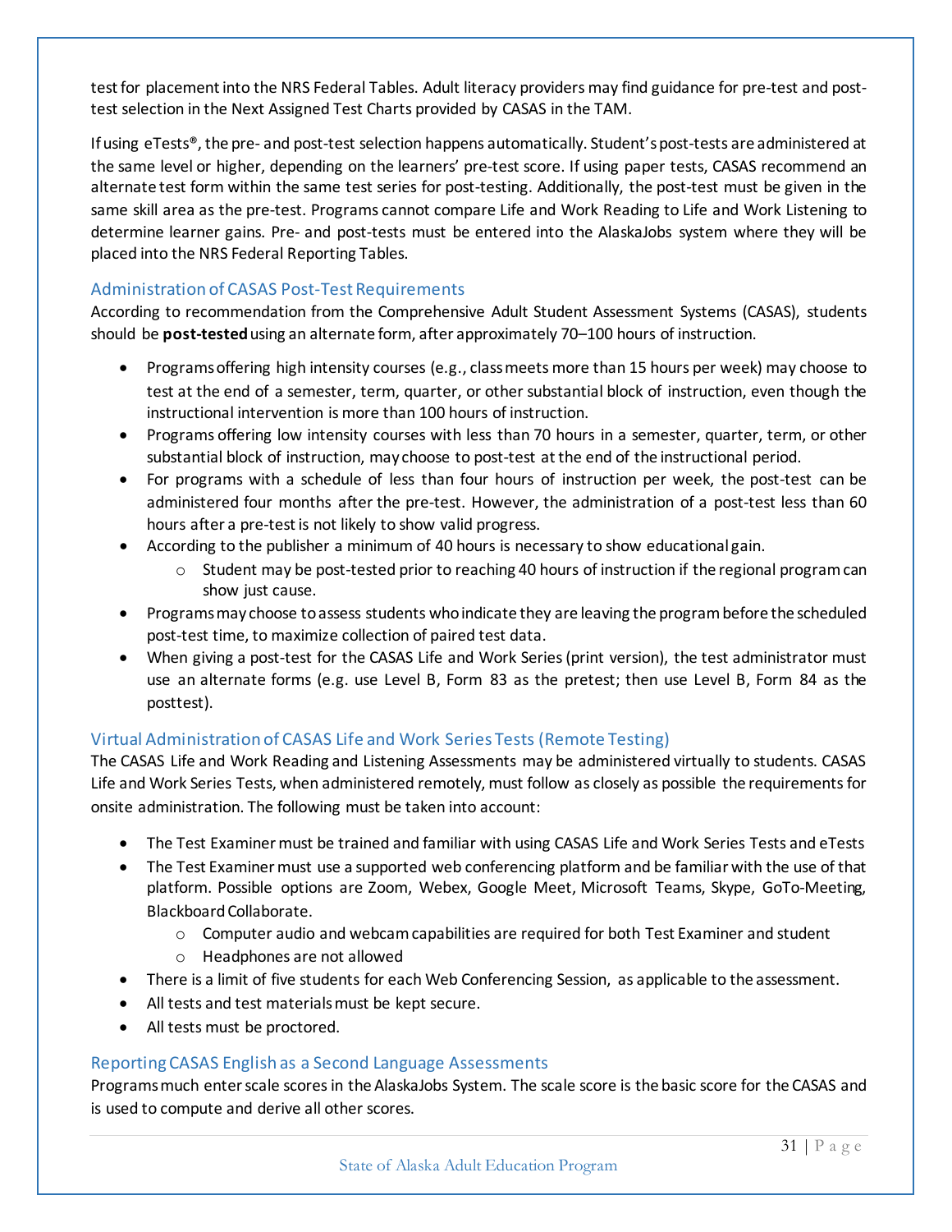test for placement into the NRS Federal Tables. Adult literacy providers may find guidance for pre-test and post-test selection in the Next Assigned Test Charts provided by CASAS in the TAM.

If using eTests®, the pre- and post-test selection happens automatically. Student's post-tests are administered at the same level or higher, depending on the learners' pre-test score. If using paper tests, CASAS recommend an alternate test form within the same test series for post-testing. Additionally, the post-test must be given in the same skill area as the pre-test. Programs cannot compare Life and Work Reading to Life and Work Listening to determine learner gains. Pre- and post-tests must be entered into the AlaskaJobs system where they will be placed into the NRS Federal Reporting Tables.

### Administration of CASAS Post-Test Requirements

According to recommendation from the Comprehensive Adult Student Assessment Systems (CASAS), students should be **post-tested** using an alternate form, after approximately 70–100 hours of instruction.

- Programs offering high intensity courses (e.g., class meets more than 15 hours per week) may choose to test at the end of a semester, term, quarter, or other substantial block of instruction, even though the instructional intervention is more than 100 hours of instruction.
- Programs offering low intensity courses with less than 70 hours in a semester, quarter, term, or other substantial block of instruction, may choose to post-test at the end of the instructional period.
- For programs with a schedule of less than four hours of instruction per week, the post-test can be administered four months after the pre-test. However, the administration of a post-test less than 60 hours after a pre-test is not likely to show valid progress.
- According to the publisher a minimum of 40 hours is necessary to show educational gain.
  - Student may be post-tested prior to reaching 40 hours of instruction if the regional program can show just cause.
- Programs may choose to assess students who indicate they are leaving the program before the scheduled post-test time, to maximize collection of paired test data.
- When giving a post-test for the CASAS Life and Work Series (print version), the test administrator must use an alternate forms (e.g. use Level B, Form 83 as the pretest; then use Level B, Form 84 as the posttest).

### Virtual Administration of CASAS Life and Work Series Tests (Remote Testing)

The CASAS Life and Work Reading and Listening Assessments may be administered virtually to students. CASAS Life and Work Series Tests, when administered remotely, must follow as closely as possible the requirements for onsite administration. The following must be taken into account:

- The Test Examiner must be trained and familiar with using CASAS Life and Work Series Tests and eTests
- The Test Examiner must use a supported web conferencing platform and be familiar with the use of that platform. Possible options are Zoom, Webex, Google Meet, Microsoft Teams, Skype, GoTo-Meeting, Blackboard Collaborate.
  - Computer audio and webcam capabilities are required for both Test Examiner and student
  - Headphones are not allowed
- There is a limit of five students for each Web Conferencing Session, as applicable to the assessment.
- All tests and test materials must be kept secure.
- All tests must be proctored.

### Reporting CASAS English as a Second Language Assessments

Programs much enter scale scores in the AlaskaJobs System. The scale score is the basic score for the CASAS and is used to compute and derive all other scores.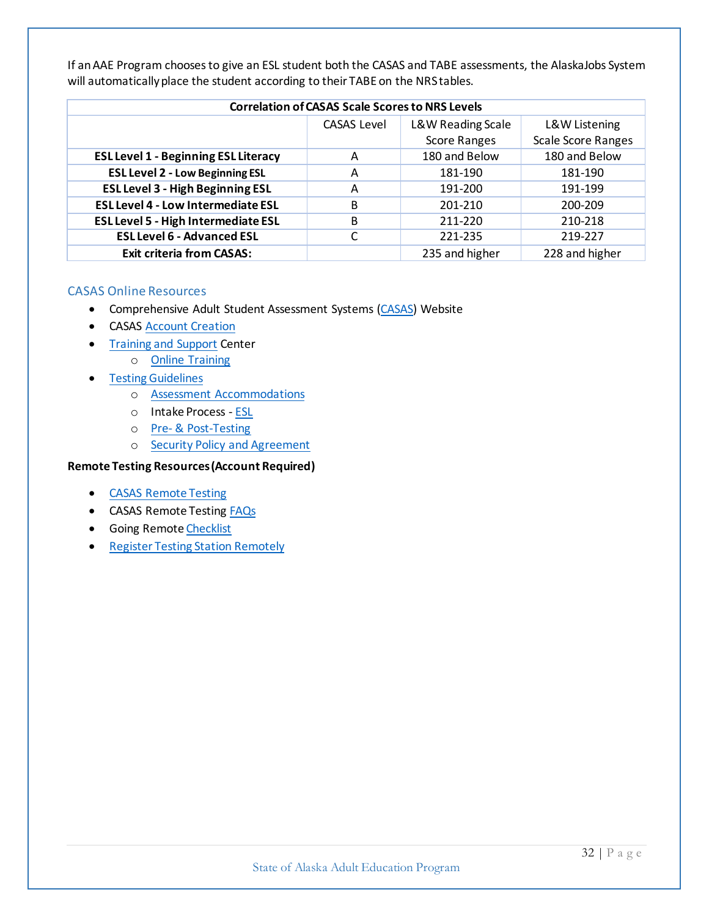If an AAE Program chooses to give an ESL student both the CASAS and TABE assessments, the AlaskaJobs System will automatically place the student according to their TABE on the NRS tables.

| Correlation of CASAS Scale Scores to NRS Levels | | | |
|---|---|---|---|
| | CASAS Level | L&W Reading Scale Score Ranges | L&W Listening Scale Score Ranges |
| **ESL Level 1 - Beginning ESL Literacy** | A | 180 and Below | 180 and Below |
| **ESL Level 2 - Low Beginning ESL** | A | 181-190 | 181-190 |
| **ESL Level 3 - High Beginning ESL** | A | 191-200 | 191-199 |
| **ESL Level 4 - Low Intermediate ESL** | B | 201-210 | 200-209 |
| **ESL Level 5 - High Intermediate ESL** | B | 211-220 | 210-218 |
| **ESL Level 6 - Advanced ESL** | C | 221-235 | 219-227 |
| **Exit criteria from CASAS:** | | 235 and higher | 228 and higher |

## CASAS Online Resources

- Comprehensive Adult Student Assessment Systems (CASAS) Website
- CASAS Account Creation
- Training and Support Center
  - Online Training
- Testing Guidelines
  - Assessment Accommodations
  - Intake Process - ESL
  - Pre- & Post-Testing
  - Security Policy and Agreement

**Remote Testing Resources (Account Required)**

- CASAS Remote Testing
- CASAS Remote Testing FAQs
- Going Remote Checklist
- Register Testing Station Remotely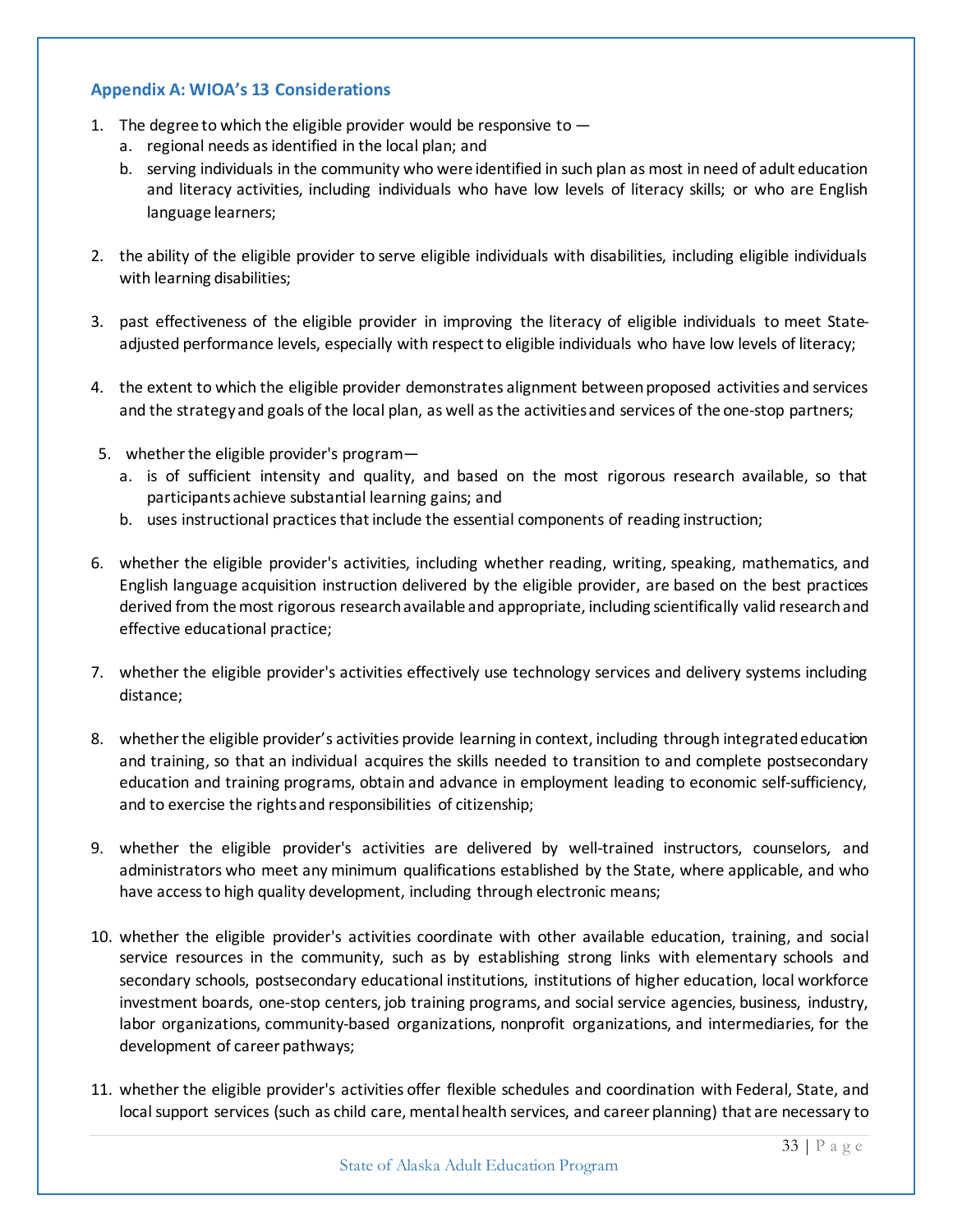## Appendix A: WIOA's 13 Considerations

1. The degree to which the eligible provider would be responsive to —
   a. regional needs as identified in the local plan; and
   b. serving individuals in the community who were identified in such plan as most in need of adult education and literacy activities, including individuals who have low levels of literacy skills; or who are English language learners;

2. the ability of the eligible provider to serve eligible individuals with disabilities, including eligible individuals with learning disabilities;

3. past effectiveness of the eligible provider in improving the literacy of eligible individuals to meet State-adjusted performance levels, especially with respect to eligible individuals who have low levels of literacy;

4. the extent to which the eligible provider demonstrates alignment between proposed activities and services and the strategy and goals of the local plan, as well as the activities and services of the one-stop partners;

5. whether the eligible provider's program—
   a. is of sufficient intensity and quality, and based on the most rigorous research available, so that participants achieve substantial learning gains; and
   b. uses instructional practices that include the essential components of reading instruction;

6. whether the eligible provider's activities, including whether reading, writing, speaking, mathematics, and English language acquisition instruction delivered by the eligible provider, are based on the best practices derived from the most rigorous research available and appropriate, including scientifically valid research and effective educational practice;

7. whether the eligible provider's activities effectively use technology services and delivery systems including distance;

8. whether the eligible provider's activities provide learning in context, including through integrated education and training, so that an individual acquires the skills needed to transition to and complete postsecondary education and training programs, obtain and advance in employment leading to economic self-sufficiency, and to exercise the rights and responsibilities of citizenship;

9. whether the eligible provider's activities are delivered by well-trained instructors, counselors, and administrators who meet any minimum qualifications established by the State, where applicable, and who have access to high quality development, including through electronic means;

10. whether the eligible provider's activities coordinate with other available education, training, and social service resources in the community, such as by establishing strong links with elementary schools and secondary schools, postsecondary educational institutions, institutions of higher education, local workforce investment boards, one-stop centers, job training programs, and social service agencies, business, industry, labor organizations, community-based organizations, nonprofit organizations, and intermediaries, for the development of career pathways;

11. whether the eligible provider's activities offer flexible schedules and coordination with Federal, State, and local support services (such as child care, mental health services, and career planning) that are necessary to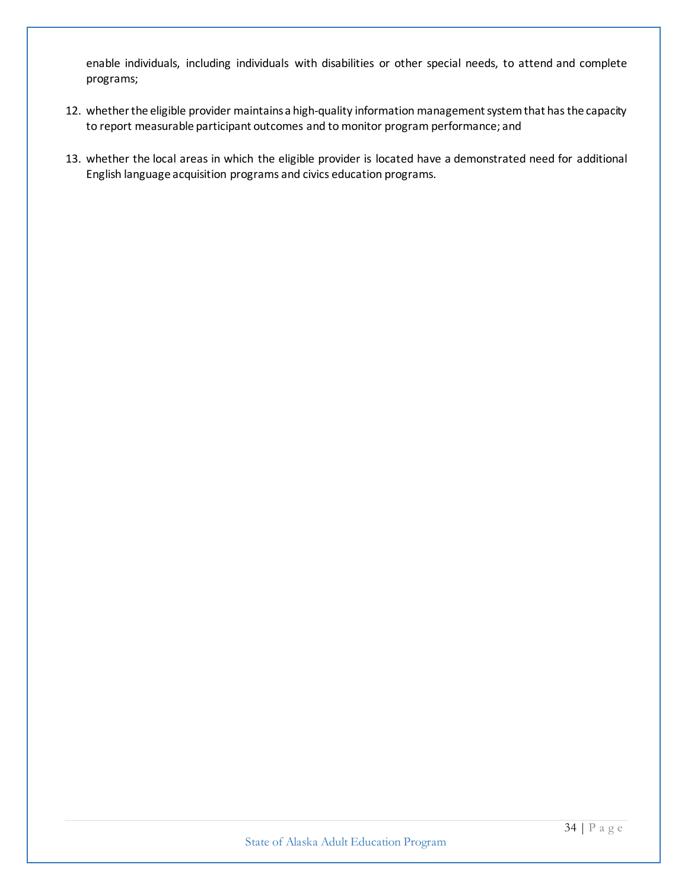enable individuals, including individuals with disabilities or other special needs, to attend and complete programs;

12. whether the eligible provider maintains a high-quality information management system that has the capacity to report measurable participant outcomes and to monitor program performance; and

13. whether the local areas in which the eligible provider is located have a demonstrated need for additional English language acquisition programs and civics education programs.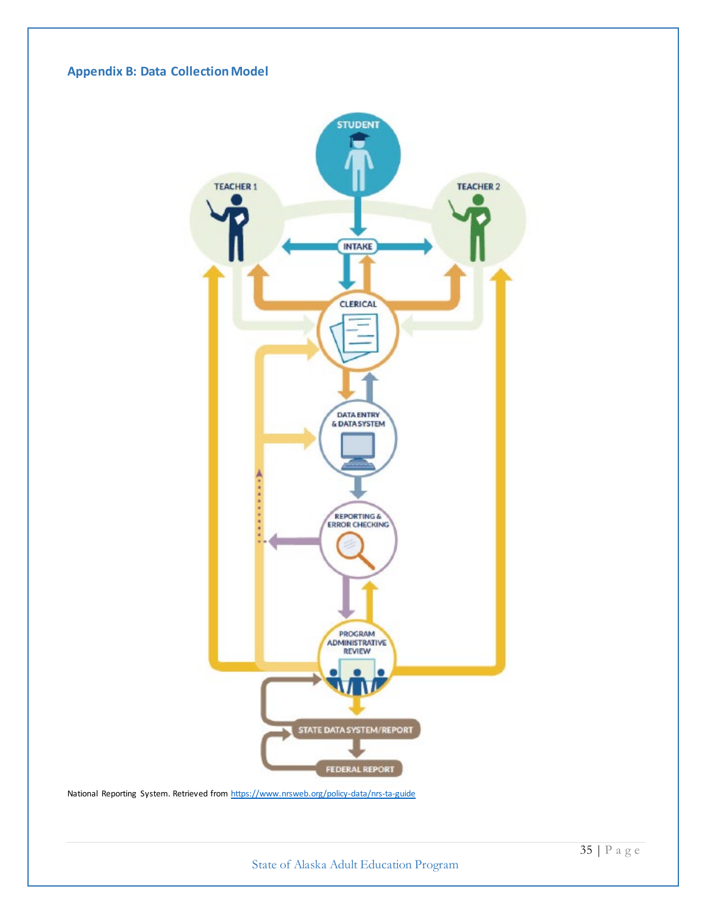## Appendix B: Data Collection Model

STUDENT

TEACHER 1

TEACHER 2

INTAKE

CLERICAL

DATA ENTRY & DATA SYSTEM

REPORTING & ERROR CHECKING

PROGRAM ADMINISTRATIVE REVIEW

STATE DATA SYSTEM/REPORT

FEDERAL REPORT

National Reporting System. Retrieved from https://www.nrsweb.org/policy-data/nrs-ta-guide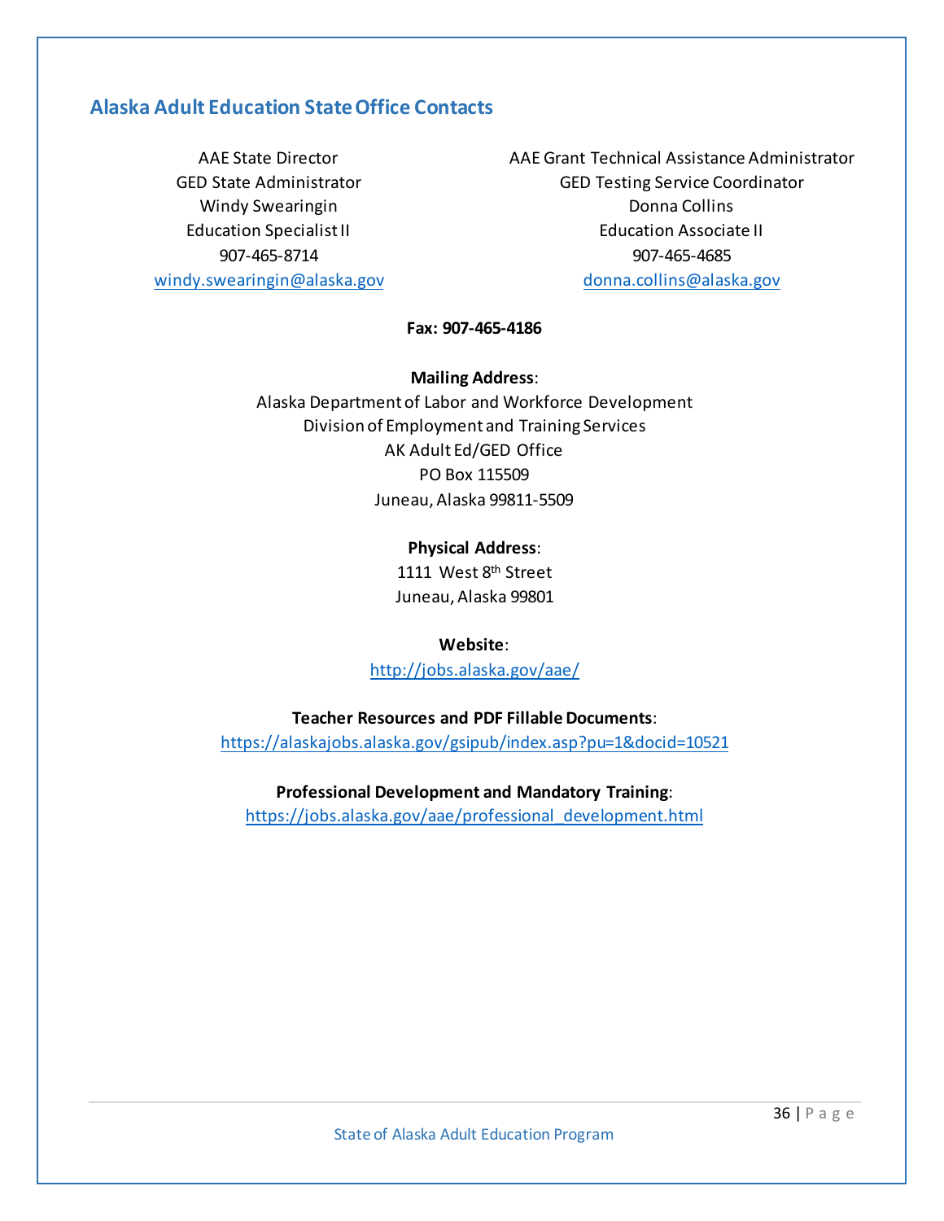## Alaska Adult Education State Office Contacts

AAE State Director
GED State Administrator
Windy Swearingin
Education Specialist II
907-465-8714
windy.swearingin@alaska.gov

AAE Grant Technical Assistance Administrator
GED Testing Service Coordinator
Donna Collins
Education Associate II
907-465-4685
donna.collins@alaska.gov

**Fax: 907-465-4186**

**Mailing Address**:
Alaska Department of Labor and Workforce Development
Division of Employment and Training Services
AK Adult Ed/GED Office
PO Box 115509
Juneau, Alaska 99811-5509

**Physical Address**:
1111 West 8th Street
Juneau, Alaska 99801

**Website**:
http://jobs.alaska.gov/aae/

**Teacher Resources and PDF Fillable Documents**:
https://alaskajobs.alaska.gov/gsipub/index.asp?pu=1&docid=10521

**Professional Development and Mandatory Training**:
https://jobs.alaska.gov/aae/professional_development.html